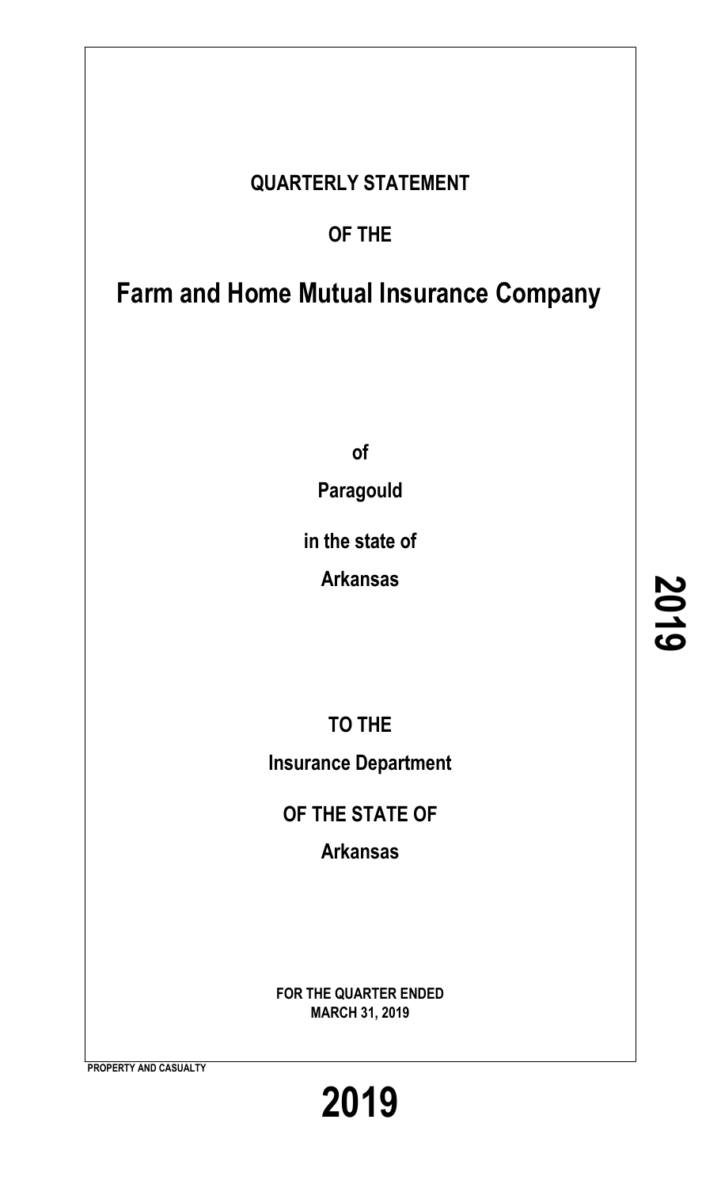# QUARTERLY STATEMENT

## OF THE

# Farm and Home Mutual Insurance Company

**of**

**Paragould**

**in the state of**

**Arkansas**

**TO THE**

**Insurance Department**

**OF THE STATE OF**

**Arkansas**

**FOR THE QUARTER ENDED**
**MARCH 31, 2019**

**PROPERTY AND CASUALTY**

**2019**

**2019**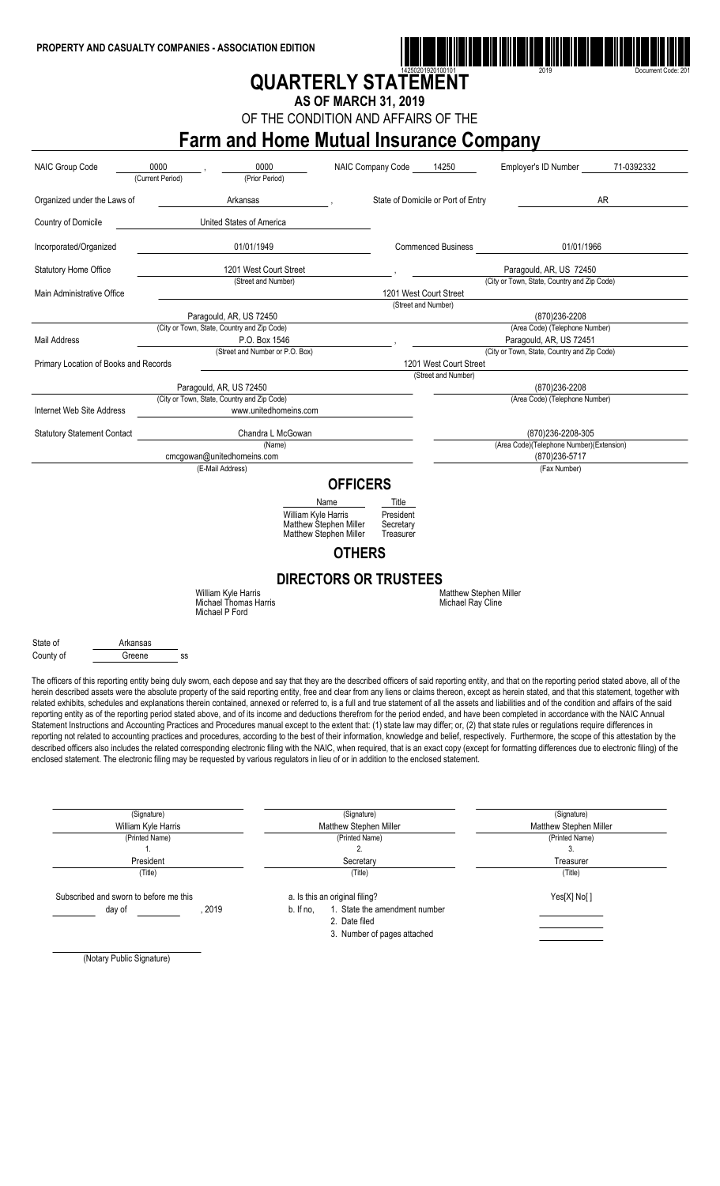**PROPERTY AND CASUALTY COMPANIES - ASSOCIATION EDITION**

14250201920100101 2019 Document Code: 201

# QUARTERLY STATEMENT

### AS OF MARCH 31, 2019

OF THE CONDITION AND AFFAIRS OF THE

# Farm and Home Mutual Insurance Company

| | | | | | |
|---|---|---|---|---|---|
| NAIC Group Code | 0000 (Current Period) , 0000 (Prior Period) | NAIC Company Code | 14250 | Employer's ID Number | 71-0392332 |
| Organized under the Laws of | Arkansas , | State of Domicile or Port of Entry | | AR | |
| Country of Domicile | United States of America | | | | |
| Incorporated/Organized | 01/01/1949 | Commenced Business | | 01/01/1966 | |
| Statutory Home Office | 1201 West Court Street (Street and Number) , | | | Paragould, AR, US 72450 (City or Town, State, Country and Zip Code) | |
| Main Administrative Office | | 1201 West Court Street (Street and Number) | | | |
| | Paragould, AR, US 72450 (City or Town, State, Country and Zip Code) | | | (870)236-2208 (Area Code) (Telephone Number) | |
| Mail Address | P.O. Box 1546 (Street and Number or P.O. Box) , | | | Paragould, AR, US 72451 (City or Town, State, Country and Zip Code) | |
| Primary Location of Books and Records | | 1201 West Court Street (Street and Number) | | | |
| | Paragould, AR, US 72450 (City or Town, State, Country and Zip Code) | | | (870)236-2208 (Area Code) (Telephone Number) | |
| Internet Web Site Address | www.unitedhomeins.com | | | | |
| Statutory Statement Contact | Chandra L McGowan (Name) | | | (870)236-2208-305 (Area Code)(Telephone Number)(Extension) | |
| | cmcgowan@unitedhomeins.com (E-Mail Address) | | | (870)236-5717 (Fax Number) | |

## OFFICERS

| Name | Title |
|---|---|
| William Kyle Harris | President |
| Matthew Stephen Miller | Secretary |
| Matthew Stephen Miller | Treasurer |

## OTHERS

## DIRECTORS OR TRUSTEES

William Kyle Harris
Michael Thomas Harris
Michael P Ford
Matthew Stephen Miller
Michael Ray Cline

State of Arkansas
County of Greene ss

The officers of this reporting entity being duly sworn, each depose and say that they are the described officers of said reporting entity, and that on the reporting period stated above, all of the herein described assets were the absolute property of the said reporting entity, free and clear from any liens or claims thereon, except as herein stated, and that this statement, together with related exhibits, schedules and explanations therein contained, annexed or referred to, is a full and true statement of all the assets and liabilities and of the condition and affairs of the said reporting entity as of the reporting period stated above, and of its income and deductions therefrom for the period ended, and have been completed in accordance with the NAIC Annual Statement Instructions and Accounting Practices and Procedures manual except to the extent that: (1) state law may differ; or, (2) that state rules or regulations require differences in reporting not related to accounting practices and procedures, according to the best of their information, knowledge and belief, respectively. Furthermore, the scope of this attestation by the described officers also includes the related corresponding electronic filing with the NAIC, when required, that is an exact copy (except for formatting differences due to electronic filing) of the enclosed statement. The electronic filing may be requested by various regulators in lieu of or in addition to the enclosed statement.

| (Signature) | (Signature) | (Signature) |
|---|---|---|
| William Kyle Harris | Matthew Stephen Miller | Matthew Stephen Miller |
| (Printed Name) | (Printed Name) | (Printed Name) |
| 1. | 2. | 3. |
| President | Secretary | Treasurer |
| (Title) | (Title) | (Title) |

Subscribed and sworn to before me this ______ day of ______ , 2019

a. Is this an original filing? Yes[X] No[ ]

b. If no,
1. State the amendment number
2. Date filed
3. Number of pages attached

(Notary Public Signature)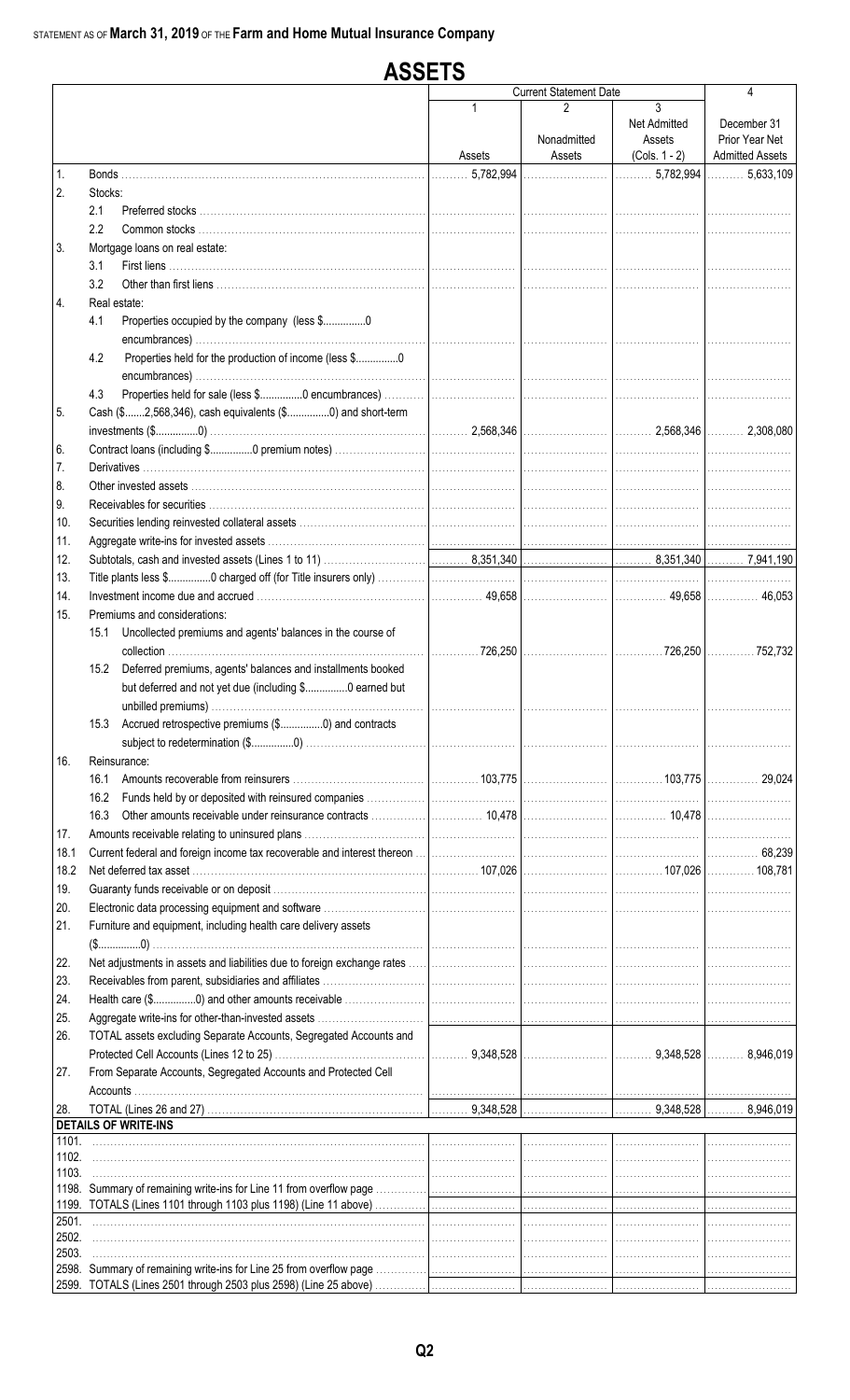STATEMENT AS OF **March 31, 2019** OF THE **Farm and Home Mutual Insurance Company**

# ASSETS

| | | Current Statement Date | | | 4 |
|---|---|---|---|---|---|
| | | 1 | 2 | 3 | |
| | | Assets | Nonadmitted Assets | Net Admitted Assets (Cols. 1 - 2) | December 31 Prior Year Net Admitted Assets |
| 1. | Bonds | 5,782,994 | | 5,782,994 | 5,633,109 |
| 2. | Stocks: | | | | |
| | 2.1 Preferred stocks | | | | |
| | 2.2 Common stocks | | | | |
| 3. | Mortgage loans on real estate: | | | | |
| | 3.1 First liens | | | | |
| | 3.2 Other than first liens | | | | |
| 4. | Real estate: | | | | |
| | 4.1 Properties occupied by the company (less $...............0 encumbrances) | | | | |
| | 4.2 Properties held for the production of income (less $...............0 encumbrances) | | | | |
| | 4.3 Properties held for sale (less $...............0 encumbrances) | | | | |
| 5. | Cash ($.......2,568,346), cash equivalents ($...............0) and short-term investments ($...............0) | 2,568,346 | | 2,568,346 | 2,308,080 |
| 6. | Contract loans (including $...............0 premium notes) | | | | |
| 7. | Derivatives | | | | |
| 8. | Other invested assets | | | | |
| 9. | Receivables for securities | | | | |
| 10. | Securities lending reinvested collateral assets | | | | |
| 11. | Aggregate write-ins for invested assets | | | | |
| 12. | Subtotals, cash and invested assets (Lines 1 to 11) | 8,351,340 | | 8,351,340 | 7,941,190 |
| 13. | Title plants less $...............0 charged off (for Title insurers only) | | | | |
| 14. | Investment income due and accrued | 49,658 | | 49,658 | 46,053 |
| 15. | Premiums and considerations: | | | | |
| | 15.1 Uncollected premiums and agents' balances in the course of collection | 726,250 | | 726,250 | 752,732 |
| | 15.2 Deferred premiums, agents' balances and installments booked but deferred and not yet due (including $...............0 earned but unbilled premiums) | | | | |
| | 15.3 Accrued retrospective premiums ($...............0) and contracts subject to redetermination ($...............0) | | | | |
| 16. | Reinsurance: | | | | |
| | 16.1 Amounts recoverable from reinsurers | 103,775 | | 103,775 | 29,024 |
| | 16.2 Funds held by or deposited with reinsured companies | | | | |
| | 16.3 Other amounts receivable under reinsurance contracts | 10,478 | | 10,478 | |
| 17. | Amounts receivable relating to uninsured plans | | | | |
| 18.1 | Current federal and foreign income tax recoverable and interest thereon | | | | 68,239 |
| 18.2 | Net deferred tax asset | 107,026 | | 107,026 | 108,781 |
| 19. | Guaranty funds receivable or on deposit | | | | |
| 20. | Electronic data processing equipment and software | | | | |
| 21. | Furniture and equipment, including health care delivery assets ($...............0) | | | | |
| 22. | Net adjustments in assets and liabilities due to foreign exchange rates | | | | |
| 23. | Receivables from parent, subsidiaries and affiliates | | | | |
| 24. | Health care ($...............0) and other amounts receivable | | | | |
| 25. | Aggregate write-ins for other-than-invested assets | | | | |
| 26. | TOTAL assets excluding Separate Accounts, Segregated Accounts and Protected Cell Accounts (Lines 12 to 25) | 9,348,528 | | 9,348,528 | 8,946,019 |
| 27. | From Separate Accounts, Segregated Accounts and Protected Cell Accounts | | | | |
| 28. | TOTAL (Lines 26 and 27) | 9,348,528 | | 9,348,528 | 8,946,019 |
| | **DETAILS OF WRITE-INS** | | | | |
| 1101. | | | | | |
| 1102. | | | | | |
| 1103. | | | | | |
| 1198. | Summary of remaining write-ins for Line 11 from overflow page | | | | |
| 1199. | TOTALS (Lines 1101 through 1103 plus 1198) (Line 11 above) | | | | |
| 2501. | | | | | |
| 2502. | | | | | |
| 2503. | | | | | |
| 2598. | Summary of remaining write-ins for Line 25 from overflow page | | | | |
| 2599. | TOTALS (Lines 2501 through 2503 plus 2598) (Line 25 above) | | | | |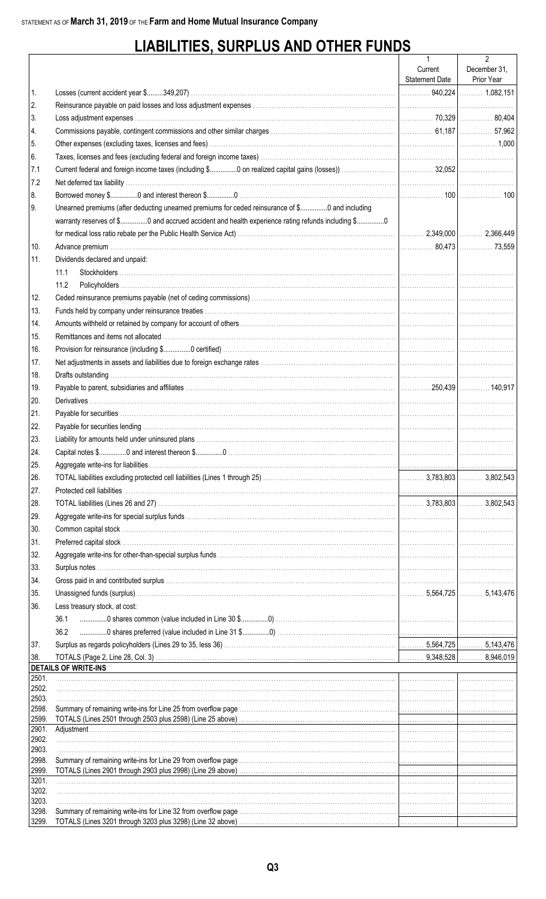STATEMENT AS OF **March 31, 2019** OF THE **Farm and Home Mutual Insurance Company**

# LIABILITIES, SURPLUS AND OTHER FUNDS

| | | 1<br>Current<br>Statement Date | 2<br>December 31,<br>Prior Year |
|---|---|---|---|
| 1. | Losses (current accident year $.........349,207) | 940,224 | 1,082,151 |
| 2. | Reinsurance payable on paid losses and loss adjustment expenses | | |
| 3. | Loss adjustment expenses | 70,329 | 80,404 |
| 4. | Commissions payable, contingent commissions and other similar charges | 61,187 | 57,962 |
| 5. | Other expenses (excluding taxes, licenses and fees) | | 1,000 |
| 6. | Taxes, licenses and fees (excluding federal and foreign income taxes) | | |
| 7.1 | Current federal and foreign income taxes (including $..............0 on realized capital gains (losses)) | 32,052 | |
| 7.2 | Net deferred tax liability | | |
| 8. | Borrowed money $...............0 and interest thereon $...............0 | 100 | 100 |
| 9. | Unearned premiums (after deducting unearned premiums for ceded reinsurance of $...............0 and including warranty reserves of $...............0 and accrued accident and health experience rating refunds including $...............0 for medical loss ratio rebate per the Public Health Service Act) | 2,349,000 | 2,366,449 |
| 10. | Advance premium | 80,473 | 73,559 |
| 11. | Dividends declared and unpaid: | | |
| | 11.1 Stockholders | | |
| | 11.2 Policyholders | | |
| 12. | Ceded reinsurance premiums payable (net of ceding commissions) | | |
| 13. | Funds held by company under reinsurance treaties | | |
| 14. | Amounts withheld or retained by company for account of others | | |
| 15. | Remittances and items not allocated | | |
| 16. | Provision for reinsurance (including $...............0 certified) | | |
| 17. | Net adjustments in assets and liabilities due to foreign exchange rates | | |
| 18. | Drafts outstanding | | |
| 19. | Payable to parent, subsidiaries and affiliates | 250,439 | 140,917 |
| 20. | Derivatives | | |
| 21. | Payable for securities | | |
| 22. | Payable for securities lending | | |
| 23. | Liability for amounts held under uninsured plans | | |
| 24. | Capital notes $...............0 and interest thereon $...............0 | | |
| 25. | Aggregate write-ins for liabilities | | |
| 26. | TOTAL liabilities excluding protected cell liabilities (Lines 1 through 25) | 3,783,803 | 3,802,543 |
| 27. | Protected cell liabilities | | |
| 28. | TOTAL liabilities (Lines 26 and 27) | 3,783,803 | 3,802,543 |
| 29. | Aggregate write-ins for special surplus funds | | |
| 30. | Common capital stock | | |
| 31. | Preferred capital stock | | |
| 32. | Aggregate write-ins for other-than-special surplus funds | | |
| 33. | Surplus notes | | |
| 34. | Gross paid in and contributed surplus | | |
| 35. | Unassigned funds (surplus) | 5,564,725 | 5,143,476 |
| 36. | Less treasury stock, at cost: | | |
| | 36.1 ...............0 shares common (value included in Line 30 $...............0) | | |
| | 36.2 ...............0 shares preferred (value included in Line 31 $...............0) | | |
| 37. | Surplus as regards policyholders (Lines 29 to 35, less 36) | 5,564,725 | 5,143,476 |
| 38. | TOTALS (Page 2, Line 28, Col. 3) | 9,348,528 | 8,946,019 |
| | **DETAILS OF WRITE-INS** | | |
| 2501. | | | |
| 2502. | | | |
| 2503. | | | |
| 2598. | Summary of remaining write-ins for Line 25 from overflow page | | |
| 2599. | TOTALS (Lines 2501 through 2503 plus 2598) (Line 25 above) | | |
| 2901. | Adjustment | | |
| 2902. | | | |
| 2903. | | | |
| 2998. | Summary of remaining write-ins for Line 29 from overflow page | | |
| 2999. | TOTALS (Lines 2901 through 2903 plus 2998) (Line 29 above) | | |
| 3201. | | | |
| 3202. | | | |
| 3203. | | | |
| 3298. | Summary of remaining write-ins for Line 32 from overflow page | | |
| 3299. | TOTALS (Lines 3201 through 3203 plus 3298) (Line 32 above) | | |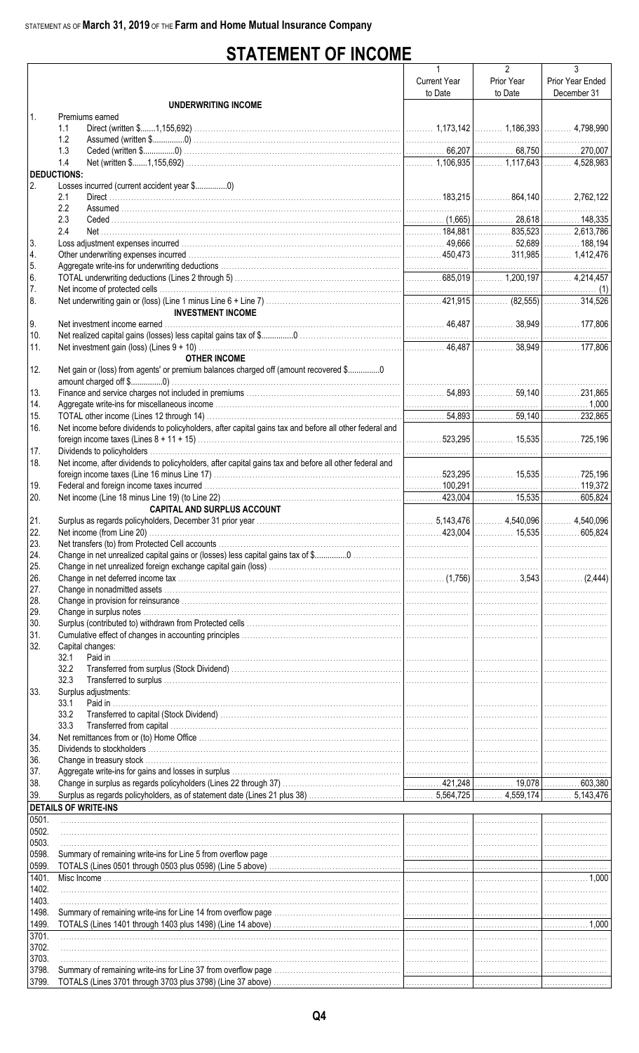STATEMENT AS OF **March 31, 2019** OF THE **Farm and Home Mutual Insurance Company**

# STATEMENT OF INCOME

| | | 1<br>Current Year<br>to Date | 2<br>Prior Year<br>to Date | 3<br>Prior Year Ended<br>December 31 |
|---|---|---|---|---|
| | **UNDERWRITING INCOME** | | | |
| 1. | Premiums earned | | | |
| | 1.1 Direct (written $.......1,155,692) | 1,173,142 | 1,186,393 | 4,798,990 |
| | 1.2 Assumed (written $...............0) | | | |
| | 1.3 Ceded (written $...............0) | 66,207 | 68,750 | 270,007 |
| | 1.4 Net (written $.......1,155,692) | 1,106,935 | 1,117,643 | 4,528,983 |
| | **DEDUCTIONS:** | | | |
| 2. | Losses incurred (current accident year $...............0) | | | |
| | 2.1 Direct | 183,215 | 864,140 | 2,762,122 |
| | 2.2 Assumed | | | |
| | 2.3 Ceded | (1,665) | 28,618 | 148,335 |
| | 2.4 Net | 184,881 | 835,523 | 2,613,786 |
| 3. | Loss adjustment expenses incurred | 49,666 | 52,689 | 188,194 |
| 4. | Other underwriting expenses incurred | 450,473 | 311,985 | 1,412,476 |
| 5. | Aggregate write-ins for underwriting deductions | | | |
| 6. | TOTAL underwriting deductions (Lines 2 through 5) | 685,019 | 1,200,197 | 4,214,457 |
| 7. | Net income of protected cells | | | (1) |
| 8. | Net underwriting gain or (loss) (Line 1 minus Line 6 + Line 7) | 421,915 | (82,555) | 314,526 |
| | **INVESTMENT INCOME** | | | |
| 9. | Net investment income earned | 46,487 | 38,949 | 177,806 |
| 10. | Net realized capital gains (losses) less capital gains tax of $...............0 | | | |
| 11. | Net investment gain (loss) (Lines 9 + 10) | 46,487 | 38,949 | 177,806 |
| | **OTHER INCOME** | | | |
| 12. | Net gain or (loss) from agents' or premium balances charged off (amount recovered $...............0 amount charged off $...............0) | | | |
| 13. | Finance and service charges not included in premiums | 54,893 | 59,140 | 231,865 |
| 14. | Aggregate write-ins for miscellaneous income | | | 1,000 |
| 15. | TOTAL other income (Lines 12 through 14) | 54,893 | 59,140 | 232,865 |
| 16. | Net income before dividends to policyholders, after capital gains tax and before all other federal and foreign income taxes (Lines 8 + 11 + 15) | 523,295 | 15,535 | 725,196 |
| 17. | Dividends to policyholders | | | |
| 18. | Net income, after dividends to policyholders, after capital gains tax and before all other federal and foreign income taxes (Line 16 minus Line 17) | 523,295 | 15,535 | 725,196 |
| 19. | Federal and foreign income taxes incurred | 100,291 | | 119,372 |
| 20. | Net income (Line 18 minus Line 19) (to Line 22) | 423,004 | 15,535 | 605,824 |
| | **CAPITAL AND SURPLUS ACCOUNT** | | | |
| 21. | Surplus as regards policyholders, December 31 prior year | 5,143,476 | 4,540,096 | 4,540,096 |
| 22. | Net income (from Line 20) | 423,004 | 15,535 | 605,824 |
| 23. | Net transfers (to) from Protected Cell accounts | | | |
| 24. | Change in net unrealized capital gains or (losses) less capital gains tax of $...............0 | | | |
| 25. | Change in net unrealized foreign exchange capital gain (loss) | | | |
| 26. | Change in net deferred income tax | (1,756) | 3,543 | (2,444) |
| 27. | Change in nonadmitted assets | | | |
| 28. | Change in provision for reinsurance | | | |
| 29. | Change in surplus notes | | | |
| 30. | Surplus (contributed to) withdrawn from Protected cells | | | |
| 31. | Cumulative effect of changes in accounting principles | | | |
| 32. | Capital changes: | | | |
| | 32.1 Paid in | | | |
| | 32.2 Transferred from surplus (Stock Dividend) | | | |
| | 32.3 Transferred to surplus | | | |
| 33. | Surplus adjustments: | | | |
| | 33.1 Paid in | | | |
| | 33.2 Transferred to capital (Stock Dividend) | | | |
| | 33.3 Transferred from capital | | | |
| 34. | Net remittances from or (to) Home Office | | | |
| 35. | Dividends to stockholders | | | |
| 36. | Change in treasury stock | | | |
| 37. | Aggregate write-ins for gains and losses in surplus | | | |
| 38. | Change in surplus as regards policyholders (Lines 22 through 37) | 421,248 | 19,078 | 603,380 |
| 39. | Surplus as regards policyholders, as of statement date (Lines 21 plus 38) | 5,564,725 | 4,559,174 | 5,143,476 |
| | **DETAILS OF WRITE-INS** | | | |
| 0501. | | | | |
| 0502. | | | | |
| 0503. | | | | |
| 0598. | Summary of remaining write-ins for Line 5 from overflow page | | | |
| 0599. | TOTALS (Lines 0501 through 0503 plus 0598) (Line 5 above) | | | |
| 1401. | Misc Income | | | 1,000 |
| 1402. | | | | |
| 1403. | | | | |
| 1498. | Summary of remaining write-ins for Line 14 from overflow page | | | |
| 1499. | TOTALS (Lines 1401 through 1403 plus 1498) (Line 14 above) | | | 1,000 |
| 3701. | | | | |
| 3702. | | | | |
| 3703. | | | | |
| 3798. | Summary of remaining write-ins for Line 37 from overflow page | | | |
| 3799. | TOTALS (Lines 3701 through 3703 plus 3798) (Line 37 above) | | | |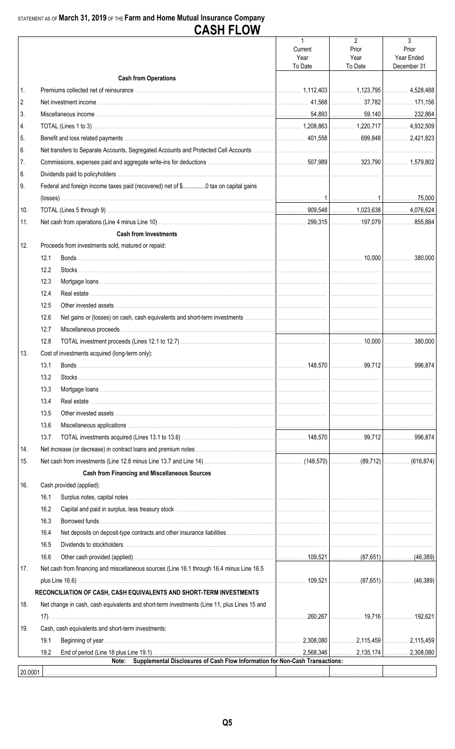STATEMENT AS OF **March 31, 2019** OF THE **Farm and Home Mutual Insurance Company**

# CASH FLOW

| | | 1<br>Current Year To Date | 2<br>Prior Year To Date | 3<br>Prior Year Ended December 31 |
|---|---|---|---|---|
| | **Cash from Operations** | | | |
| 1. | Premiums collected net of reinsurance | 1,112,403 | 1,123,795 | 4,528,488 |
| 2. | Net investment income | 41,568 | 37,782 | 171,156 |
| 3. | Miscellaneous income | 54,893 | 59,140 | 232,864 |
| 4. | TOTAL (Lines 1 to 3) | 1,208,863 | 1,220,717 | 4,932,509 |
| 5. | Benefit and loss related payments | 401,558 | 699,848 | 2,421,823 |
| 6. | Net transfers to Separate Accounts, Segregated Accounts and Protected Cell Accounts | | | |
| 7. | Commissions, expenses paid and aggregate write-ins for deductions | 507,989 | 323,790 | 1,579,802 |
| 8. | Dividends paid to policyholders | | | |
| 9. | Federal and foreign income taxes paid (recovered) net of $..............0 tax on capital gains (losses) | 1 | 1 | 75,000 |
| 10. | TOTAL (Lines 5 through 9) | 909,548 | 1,023,638 | 4,076,624 |
| 11. | Net cash from operations (Line 4 minus Line 10) | 299,315 | 197,079 | 855,884 |
| | **Cash from Investments** | | | |
| 12. | Proceeds from investments sold, matured or repaid: | | | |
| | 12.1 Bonds | | 10,000 | 380,000 |
| | 12.2 Stocks | | | |
| | 12.3 Mortgage loans | | | |
| | 12.4 Real estate | | | |
| | 12.5 Other invested assets | | | |
| | 12.6 Net gains or (losses) on cash, cash equivalents and short-term investments | | | |
| | 12.7 Miscellaneous proceeds | | | |
| | 12.8 TOTAL investment proceeds (Lines 12.1 to 12.7) | | 10,000 | 380,000 |
| 13. | Cost of investments acquired (long-term only): | | | |
| | 13.1 Bonds | 148,570 | 99,712 | 996,874 |
| | 13.2 Stocks | | | |
| | 13.3 Mortgage loans | | | |
| | 13.4 Real estate | | | |
| | 13.5 Other invested assets | | | |
| | 13.6 Miscellaneous applications | | | |
| | 13.7 TOTAL investments acquired (Lines 13.1 to 13.6) | 148,570 | 99,712 | 996,874 |
| 14. | Net increase (or decrease) in contract loans and premium notes | | | |
| 15. | Net cash from investments (Line 12.8 minus Line 13.7 and Line 14) | (148,570) | (89,712) | (616,874) |
| | **Cash from Financing and Miscellaneous Sources** | | | |
| 16. | Cash provided (applied): | | | |
| | 16.1 Surplus notes, capital notes | | | |
| | 16.2 Capital and paid in surplus, less treasury stock | | | |
| | 16.3 Borrowed funds | | | |
| | 16.4 Net deposits on deposit-type contracts and other insurance liabilities | | | |
| | 16.5 Dividends to stockholders | | | |
| | 16.6 Other cash provided (applied) | 109,521 | (87,651) | (46,389) |
| 17. | Net cash from financing and miscellaneous sources (Line 16.1 through 16.4 minus Line 16.5 plus Line 16.6) | 109,521 | (87,651) | (46,389) |
| | **RECONCILIATION OF CASH, CASH EQUIVALENTS AND SHORT-TERM INVESTMENTS** | | | |
| 18. | Net change in cash, cash equivalents and short-term investments (Line 11, plus Lines 15 and 17) | 260,267 | 19,716 | 192,621 |
| 19. | Cash, cash equivalents and short-term investments: | | | |
| | 19.1 Beginning of year | 2,308,080 | 2,115,459 | 2,115,459 |
| | 19.2 End of period (Line 18 plus Line 19.1) | 2,568,346 | 2,135,174 | 2,308,080 |
| | **Note: Supplemental Disclosures of Cash Flow Information for Non-Cash Transactions:** | | | |
| 20.0001 | | | | |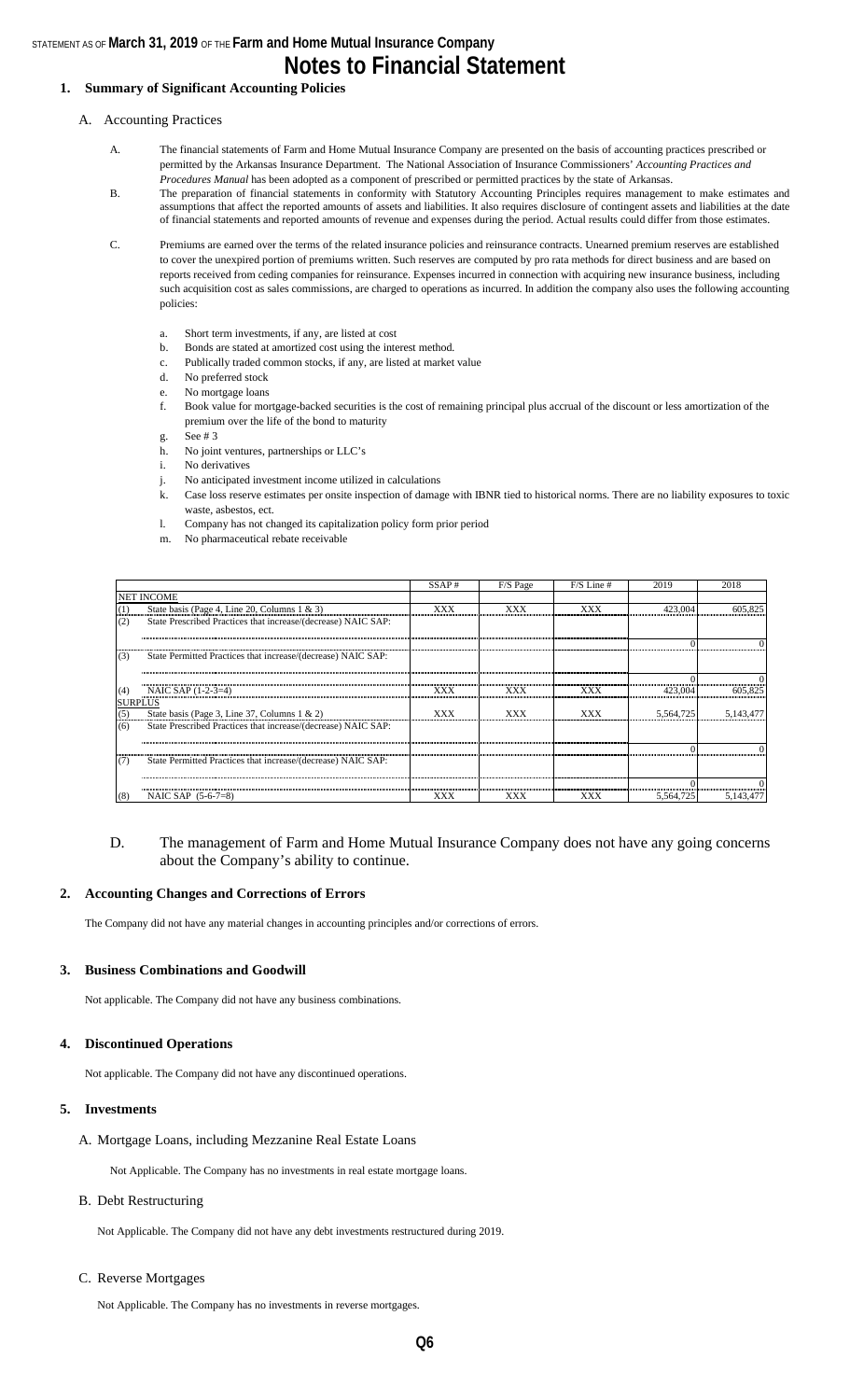STATEMENT AS OF **March 31, 2019** OF THE **Farm and Home Mutual Insurance Company**

# Notes to Financial Statement

## 1. Summary of Significant Accounting Policies

A. Accounting Practices

A. The financial statements of Farm and Home Mutual Insurance Company are presented on the basis of accounting practices prescribed or permitted by the Arkansas Insurance Department. The National Association of Insurance Commissioners' *Accounting Practices and Procedures Manual* has been adopted as a component of prescribed or permitted practices by the state of Arkansas.

B. The preparation of financial statements in conformity with Statutory Accounting Principles requires management to make estimates and assumptions that affect the reported amounts of assets and liabilities. It also requires disclosure of contingent assets and liabilities at the date of financial statements and reported amounts of revenue and expenses during the period. Actual results could differ from those estimates.

C. Premiums are earned over the terms of the related insurance policies and reinsurance contracts. Unearned premium reserves are established to cover the unexpired portion of premiums written. Such reserves are computed by pro rata methods for direct business and are based on reports received from ceding companies for reinsurance. Expenses incurred in connection with acquiring new insurance business, including such acquisition cost as sales commissions, are charged to operations as incurred. In addition the company also uses the following accounting policies:

a. Short term investments, if any, are listed at cost
b. Bonds are stated at amortized cost using the interest method.
c. Publically traded common stocks, if any, are listed at market value
d. No preferred stock
e. No mortgage loans
f. Book value for mortgage-backed securities is the cost of remaining principal plus accrual of the discount or less amortization of the premium over the life of the bond to maturity
g. See # 3
h. No joint ventures, partnerships or LLC's
i. No derivatives
j. No anticipated investment income utilized in calculations
k. Case loss reserve estimates per onsite inspection of damage with IBNR tied to historical norms. There are no liability exposures to toxic waste, asbestos, ect.
l. Company has not changed its capitalization policy form prior period
m. No pharmaceutical rebate receivable

| | | SSAP # | F/S Page | F/S Line # | 2019 | 2018 |
|---|---|---|---|---|---|---|
| NET INCOME | | | | | | |
| (1) | State basis (Page 4, Line 20, Columns 1 & 3) | XXX | XXX | XXX | 423,004 | 605,825 |
| (2) | State Prescribed Practices that increase/(decrease) NAIC SAP: | | | | | |
| | | | | | 0 | 0 |
| (3) | State Permitted Practices that increase/(decrease) NAIC SAP: | | | | | |
| | | | | | 0 | 0 |
| (4) | NAIC SAP (1-2-3=4) | XXX | XXX | XXX | 423,004 | 605,825 |
| SURPLUS | | | | | | |
| (5) | State basis (Page 3, Line 37, Columns 1 & 2) | XXX | XXX | XXX | 5,564,725 | 5,143,477 |
| (6) | State Prescribed Practices that increase/(decrease) NAIC SAP: | | | | | |
| | | | | | 0 | 0 |
| (7) | State Permitted Practices that increase/(decrease) NAIC SAP: | | | | | |
| | | | | | 0 | 0 |
| (8) | NAIC SAP (5-6-7=8) | XXX | XXX | XXX | 5,564,725 | 5,143,477 |

D. The management of Farm and Home Mutual Insurance Company does not have any going concerns about the Company's ability to continue.

## 2. Accounting Changes and Corrections of Errors

The Company did not have any material changes in accounting principles and/or corrections of errors.

## 3. Business Combinations and Goodwill

Not applicable. The Company did not have any business combinations.

## 4. Discontinued Operations

Not applicable. The Company did not have any discontinued operations.

## 5. Investments

A. Mortgage Loans, including Mezzanine Real Estate Loans

Not Applicable. The Company has no investments in real estate mortgage loans.

B. Debt Restructuring

Not Applicable. The Company did not have any debt investments restructured during 2019.

C. Reverse Mortgages

Not Applicable. The Company has no investments in reverse mortgages.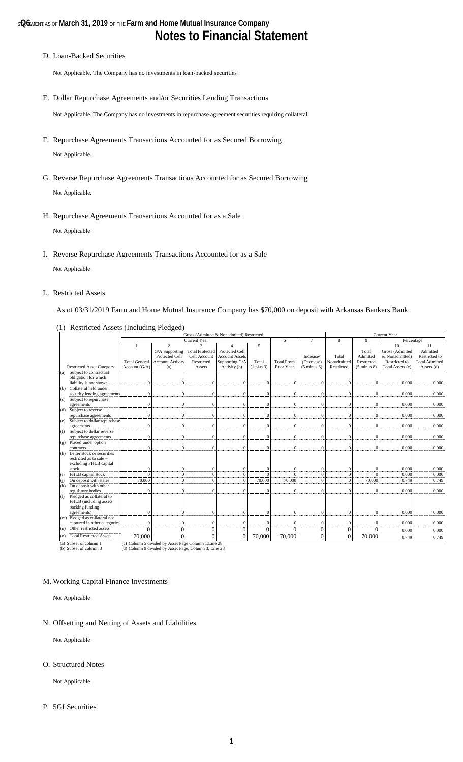# Notes to Financial Statement

D. Loan-Backed Securities

Not Applicable. The Company has no investments in loan-backed securities

E. Dollar Repurchase Agreements and/or Securities Lending Transactions

Not Applicable. The Company has no investments in repurchase agreement securities requiring collateral.

F. Repurchase Agreements Transactions Accounted for as Secured Borrowing

Not Applicable.

G. Reverse Repurchase Agreements Transactions Accounted for as Secured Borrowing

Not Applicable.

H. Repurchase Agreements Transactions Accounted for as a Sale

Not Applicable

I. Reverse Repurchase Agreements Transactions Accounted for as a Sale

Not Applicable

L. Restricted Assets

As of 03/31/2019 Farm and Home Mutual Insurance Company has $70,000 on deposit with Arkansas Bankers Bank.

(1) Restricted Assets (Including Pledged)

| | Gross (Admitted & Nonadmitted) Restricted | | | | | | | Current Year | | | |
|---|---|---|---|---|---|---|---|---|---|---|---|
| | Current Year | | | | | 6 | 7 | 8 | 9 | Percentage | |
| Restricted Asset Category | 1<br>Total General Account (G/A) | 2<br>G/A Supporting Protected Cell Account Activity (a) | 3<br>Total Protected Cell Account Restricted Assets | 4<br>Protected Cell Account Assets Supporting G/A Activity (b) | 5<br>Total (1 plus 3) | Total From Prior Year | Increase/ (Decrease) (5 minus 6) | Total Nonadmitted Restricted | Total Admitted Restricted (5 minus 8) | 10<br>Gross (Admitted & Nonadmitted) Restricted to Total Assets (c) | 11<br>Admitted Restricted to Total Admitted Assets (d) |
| (a) Subject to contractual obligation for which liability is not shown | 0 | 0 | 0 | 0 | 0 | 0 | 0 | 0 | 0 | 0.000 | 0.000 |
| (b) Collateral held under security lending agreements | 0 | 0 | 0 | 0 | 0 | 0 | 0 | 0 | 0 | 0.000 | 0.000 |
| (c) Subject to repurchase agreements | 0 | 0 | 0 | 0 | 0 | 0 | 0 | 0 | 0 | 0.000 | 0.000 |
| (d) Subject to reverse repurchase agreements | 0 | 0 | 0 | 0 | 0 | 0 | 0 | 0 | 0 | 0.000 | 0.000 |
| (e) Subject to dollar repurchase agreements | 0 | 0 | 0 | 0 | 0 | 0 | 0 | 0 | 0 | 0.000 | 0.000 |
| (f) Subject to dollar reverse repurchase agreements | 0 | 0 | 0 | 0 | 0 | 0 | 0 | 0 | 0 | 0.000 | 0.000 |
| (g) Placed under option contracts | 0 | 0 | 0 | 0 | 0 | 0 | 0 | 0 | 0 | 0.000 | 0.000 |
| (h) Letter stock or securities restricted as to sale – excluding FHLB capital stock | 0 | 0 | 0 | 0 | 0 | 0 | 0 | 0 | 0 | 0.000 | 0.000 |
| (i) FHLB capital stock | 0 | 0 | 0 | 0 | 0 | 0 | 0 | 0 | 0 | 0.000 | 0.000 |
| (j) On deposit with states | 70,000 | 0 | 0 | 0 | 70,000 | 70,000 | 0 | 0 | 70,000 | 0.749 | 0.749 |
| (k) On deposit with other regulatory bodies | 0 | 0 | 0 | 0 | 0 | 0 | 0 | 0 | 0 | 0.000 | 0.000 |
| (l) Pledged as collateral to FHLB (including assets backing funding agreements) | 0 | 0 | 0 | 0 | 0 | 0 | 0 | 0 | 0 | 0.000 | 0.000 |
| (m) Pledged as collateral not captured in other categories | 0 | 0 | 0 | 0 | 0 | 0 | 0 | 0 | 0 | 0.000 | 0.000 |
| (n) Other restricted assets | 0 | 0 | 0 | 0 | 0 | 0 | 0 | 0 | 0 | 0.000 | 0.000 |
| (o) Total Restricted Assets | 70,000 | 0 | 0 | 0 | 70,000 | 70,000 | 0 | 0 | 70,000 | 0.749 | 0.749 |

(a) Subset of column 1 (c) Column 5 divided by Asset Page Column 1,Line 28
(b) Subset of column 3 (d) Column 9 divided by Asset Page, Column 3, Line 28

M. Working Capital Finance Investments

Not Applicable

N. Offsetting and Netting of Assets and Liabilities

Not Applicable

O. Structured Notes

Not Applicable

P. 5GI Securities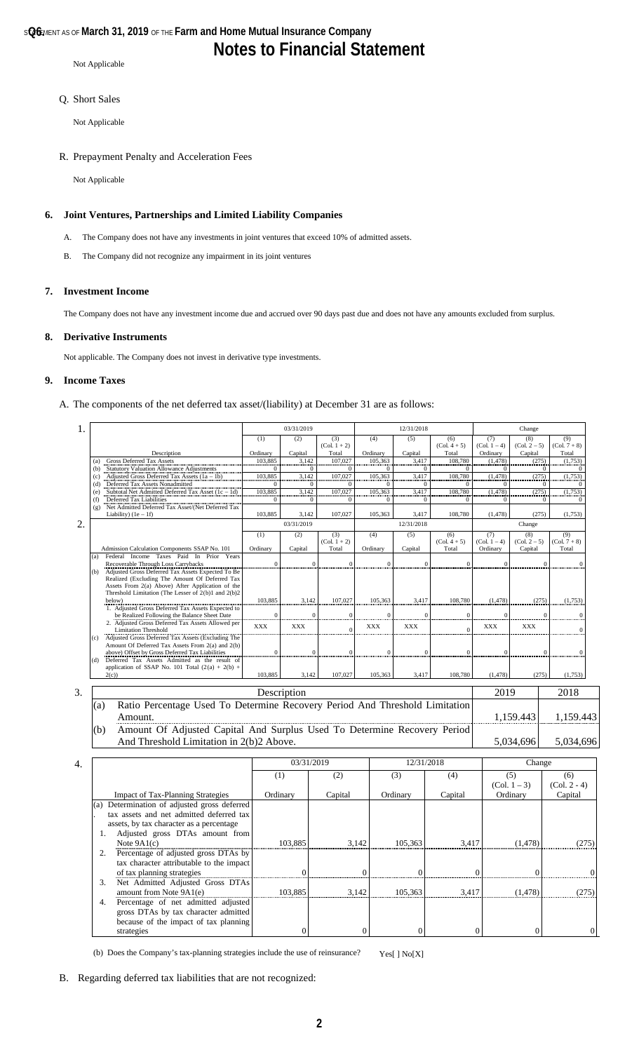Not Applicable

Q. Short Sales

Not Applicable

R. Prepayment Penalty and Acceleration Fees

Not Applicable

## 6. Joint Ventures, Partnerships and Limited Liability Companies

A. The Company does not have any investments in joint ventures that exceed 10% of admitted assets.

B. The Company did not recognize any impairment in its joint ventures

## 7. Investment Income

The Company does not have any investment income due and accrued over 90 days past due and does not have any amounts excluded from surplus.

## 8. Derivative Instruments

Not applicable. The Company does not invest in derivative type investments.

## 9. Income Taxes

A. The components of the net deferred tax asset/(liability) at December 31 are as follows:

1.

| | 03/31/2019 | | | 12/31/2018 | | | Change | | |
|---|---|---|---|---|---|---|---|---|---|
| | (1) | (2) | (3) (Col. 1 + 2) | (4) | (5) | (6) (Col. 4 + 5) | (7) (Col. 1 – 4) | (8) (Col. 2 – 5) | (9) (Col. 7 + 8) |
| Description | Ordinary | Capital | Total | Ordinary | Capital | Total | Ordinary | Capital | Total |
| (a) Gross Deferred Tax Assets | 103,885 | 3,142 | 107,027 | 105,363 | 3,417 | 108,780 | (1,478) | (275) | (1,753) |
| (b) Statutory Valuation Allowance Adjustments | 0 | 0 | 0 | 0 | 0 | 0 | 0 | 0 | 0 |
| (c) Adjusted Gross Deferred Tax Assets (1a – 1b) | 103,885 | 3,142 | 107,027 | 105,363 | 3,417 | 108,780 | (1,478) | (275) | (1,753) |
| (d) Deferred Tax Assets Nonadmitted | 0 | 0 | 0 | 0 | 0 | 0 | 0 | 0 | 0 |
| (e) Subtotal Net Admitted Deferred Tax Asset (1c – 1d) | 103,885 | 3,142 | 107,027 | 105,363 | 3,417 | 108,780 | (1,478) | (275) | (1,753) |
| (f) Deferred Tax Liabilities | 0 | 0 | 0 | 0 | 0 | 0 | 0 | 0 | 0 |
| (g) Net Admitted Deferred Tax Asset/(Net Deferred Tax Liability) (1e – 1f) | 103,885 | 3,142 | 107,027 | 105,363 | 3,417 | 108,780 | (1,478) | (275) | (1,753) |

2.

| | 03/31/2019 | | | 12/31/2018 | | | Change | | |
|---|---|---|---|---|---|---|---|---|---|
| | (1) | (2) | (3) (Col. 1 + 2) | (4) | (5) | (6) (Col. 4 + 5) | (7) (Col. 1 – 4) | (8) (Col. 2 – 5) | (9) (Col. 7 + 8) |
| Admission Calculation Components SSAP No. 101 | Ordinary | Capital | Total | Ordinary | Capital | Total | Ordinary | Capital | Total |
| (a) Federal Income Taxes Paid In Prior Years Recoverable Through Loss Carrybacks | 0 | 0 | 0 | 0 | 0 | 0 | 0 | 0 | 0 |
| (b) Adjusted Gross Deferred Tax Assets Expected To Be Realized (Excluding The Amount Of Deferred Tax Assets From 2(a) Above) After Application of the Threshold Limitation (The Lesser of 2(b)1 and 2(b)2 below) | 103,885 | 3,142 | 107,027 | 105,363 | 3,417 | 108,780 | (1,478) | (275) | (1,753) |
| 1. Adjusted Gross Deferred Tax Assets Expected to be Realized Following the Balance Sheet Date | 0 | 0 | 0 | 0 | 0 | 0 | 0 | 0 | 0 |
| 2. Adjusted Gross Deferred Tax Assets Allowed per Limitation Threshold | XXX | XXX | 0 | XXX | XXX | 0 | XXX | XXX | 0 |
| (c) Adjusted Gross Deferred Tax Assets (Excluding The Amount Of Deferred Tax Assets From 2(a) and 2(b) above) Offset by Gross Deferred Tax Liabilities | 0 | 0 | 0 | 0 | 0 | 0 | 0 | 0 | 0 |
| (d) Deferred Tax Assets Admitted as the result of application of SSAP No. 101 Total (2(a) + 2(b) + 2(c)) | 103,885 | 3,142 | 107,027 | 105,363 | 3,417 | 108,780 | (1,478) | (275) | (1,753) |

3.

| | Description | 2019 | 2018 |
|---|---|---|---|
| (a) | Ratio Percentage Used To Determine Recovery Period And Threshold Limitation Amount. | 1,159.443 | 1,159.443 |
| (b) | Amount Of Adjusted Capital And Surplus Used To Determine Recovery Period And Threshold Limitation in 2(b)2 Above. | 5,034,696 | 5,034,696 |

4.

| | 03/31/2019 | | 12/31/2018 | | Change | |
|---|---|---|---|---|---|---|
| | (1) | (2) | (3) | (4) | (5) (Col. 1 – 3) | (6) (Col. 2 - 4) |
| Impact of Tax-Planning Strategies | Ordinary | Capital | Ordinary | Capital | Ordinary | Capital |
| (a) Determination of adjusted gross deferred tax assets and net admitted deferred tax assets, by tax character as a percentage | | | | | | |
| 1. Adjusted gross DTAs amount from Note 9A1(c) | 103,885 | 3,142 | 105,363 | 3,417 | (1,478) | (275) |
| 2. Percentage of adjusted gross DTAs by tax character attributable to the impact of tax planning strategies | 0 | 0 | 0 | 0 | 0 | 0 |
| 3. Net Admitted Adjusted Gross DTAs amount from Note 9A1(e) | 103,885 | 3,142 | 105,363 | 3,417 | (1,478) | (275) |
| 4. Percentage of net admitted adjusted gross DTAs by tax character admitted because of the impact of tax planning strategies | 0 | 0 | 0 | 0 | 0 | 0 |

(b) Does the Company's tax-planning strategies include the use of reinsurance? Yes[ ] No[X]

B. Regarding deferred tax liabilities that are not recognized: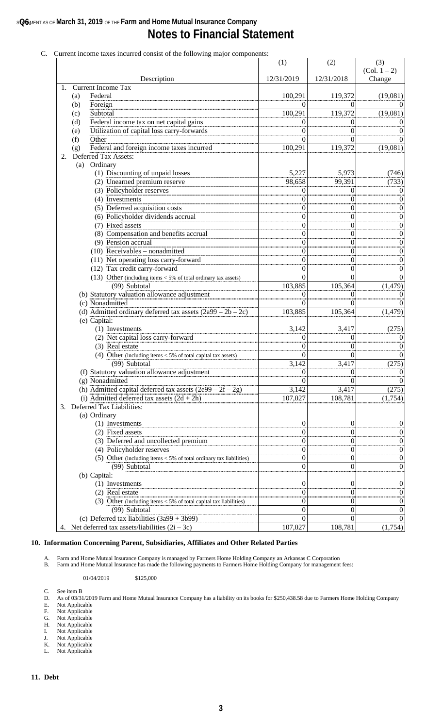# Notes to Financial Statement

C. Current income taxes incurred consist of the following major components:

| Description | (1) 12/31/2019 | (2) 12/31/2018 | (3) (Col. 1 – 2) Change |
|---|---|---|---|
| 1. Current Income Tax | | | |
| (a) Federal | 100,291 | 119,372 | (19,081) |
| (b) Foreign | 0 | 0 | 0 |
| (c) Subtotal | 100,291 | 119,372 | (19,081) |
| (d) Federal income tax on net capital gains | 0 | 0 | 0 |
| (e) Utilization of capital loss carry-forwards | 0 | 0 | 0 |
| (f) Other | 0 | 0 | 0 |
| (g) Federal and foreign income taxes incurred | 100,291 | 119,372 | (19,081) |
| 2. Deferred Tax Assets: | | | |
| (a) Ordinary | | | |
| (1) Discounting of unpaid losses | 5,227 | 5,973 | (746) |
| (2) Unearned premium reserve | 98,658 | 99,391 | (733) |
| (3) Policyholder reserves | 0 | 0 | 0 |
| (4) Investments | 0 | 0 | 0 |
| (5) Deferred acquisition costs | 0 | 0 | 0 |
| (6) Policyholder dividends accrual | 0 | 0 | 0 |
| (7) Fixed assets | 0 | 0 | 0 |
| (8) Compensation and benefits accrual | 0 | 0 | 0 |
| (9) Pension accrual | 0 | 0 | 0 |
| (10) Receivables – nonadmitted | 0 | 0 | 0 |
| (11) Net operating loss carry-forward | 0 | 0 | 0 |
| (12) Tax credit carry-forward | 0 | 0 | 0 |
| (13) Other (including items < 5% of total ordinary tax assets) | 0 | 0 | 0 |
| (99) Subtotal | 103,885 | 105,364 | (1,479) |
| (b) Statutory valuation allowance adjustment | 0 | 0 | 0 |
| (c) Nonadmitted | 0 | 0 | 0 |
| (d) Admitted ordinary deferred tax assets (2a99 – 2b – 2c) | 103,885 | 105,364 | (1,479) |
| (e) Capital: | | | |
| (1) Investments | 3,142 | 3,417 | (275) |
| (2) Net capital loss carry-forward | 0 | 0 | 0 |
| (3) Real estate | 0 | 0 | 0 |
| (4) Other (including items < 5% of total capital tax assets) | 0 | 0 | 0 |
| (99) Subtotal | 3,142 | 3,417 | (275) |
| (f) Statutory valuation allowance adjustment | 0 | 0 | 0 |
| (g) Nonadmitted | 0 | 0 | 0 |
| (h) Admitted capital deferred tax assets (2e99 – 2f – 2g) | 3,142 | 3,417 | (275) |
| (i) Admitted deferred tax assets (2d + 2h) | 107,027 | 108,781 | (1,754) |
| 3. Deferred Tax Liabilities: | | | |
| (a) Ordinary | | | |
| (1) Investments | 0 | 0 | 0 |
| (2) Fixed assets | 0 | 0 | 0 |
| (3) Deferred and uncollected premium | 0 | 0 | 0 |
| (4) Policyholder reserves | 0 | 0 | 0 |
| (5) Other (including items < 5% of total ordinary tax liabilities) | 0 | 0 | 0 |
| (99) Subtotal | 0 | 0 | 0 |
| (b) Capital: | | | |
| (1) Investments | 0 | 0 | 0 |
| (2) Real estate | 0 | 0 | 0 |
| (3) Other (including items < 5% of total capital tax liabilities) | 0 | 0 | 0 |
| (99) Subtotal | 0 | 0 | 0 |
| (c) Deferred tax liabilities (3a99 + 3b99) | 0 | 0 | 0 |
| 4. Net deferred tax assets/liabilities (2i – 3c) | 107,027 | 108,781 | (1,754) |

## 10. Information Concerning Parent, Subsidiaries, Affiliates and Other Related Parties

A. Farm and Home Mutual Insurance Company is managed by Farmers Home Holding Company an Arkansas C Corporation
B. Farm and Home Mutual Insurance has made the following payments to Farmers Home Holding Company for management fees:

01/04/2019 $125,000

C. See item B
D. As of 03/31/2019 Farm and Home Mutual Insurance Company has a liability on its books for $250,438.58 due to Farmers Home Holding Company
E. Not Applicable
F. Not Applicable
G. Not Applicable
H. Not Applicable
I. Not Applicable
J. Not Applicable
K. Not Applicable
L. Not Applicable

## 11. Debt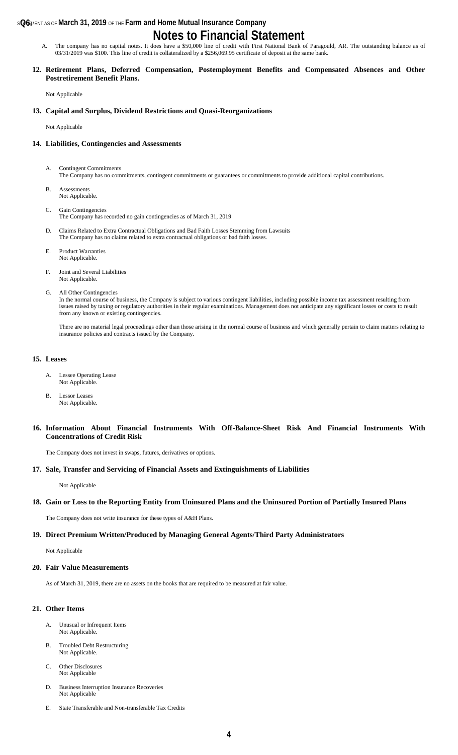# Notes to Financial Statement

A. The company has no capital notes. It does have a $50,000 line of credit with First National Bank of Paragould, AR. The outstanding balance as of 03/31/2019 was $100. This line of credit is collateralized by a $256,069.95 certificate of deposit at the same bank.

## 12. Retirement Plans, Deferred Compensation, Postemployment Benefits and Compensated Absences and Other Postretirement Benefit Plans.

Not Applicable

## 13. Capital and Surplus, Dividend Restrictions and Quasi-Reorganizations

Not Applicable

## 14. Liabilities, Contingencies and Assessments

A. Contingent Commitments
The Company has no commitments, contingent commitments or guarantees or commitments to provide additional capital contributions.

B. Assessments
Not Applicable.

C. Gain Contingencies
The Company has recorded no gain contingencies as of March 31, 2019

D. Claims Related to Extra Contractual Obligations and Bad Faith Losses Stemming from Lawsuits
The Company has no claims related to extra contractual obligations or bad faith losses.

E. Product Warranties
Not Applicable.

F. Joint and Several Liabilities
Not Applicable.

G. All Other Contingencies
In the normal course of business, the Company is subject to various contingent liabilities, including possible income tax assessment resulting from issues raised by taxing or regulatory authorities in their regular examinations. Management does not anticipate any significant losses or costs to result from any known or existing contingencies.

There are no material legal proceedings other than those arising in the normal course of business and which generally pertain to claim matters relating to insurance policies and contracts issued by the Company.

## 15. Leases

A. Lessee Operating Lease
Not Applicable.

B. Lessor Leases
Not Applicable.

## 16. Information About Financial Instruments With Off-Balance-Sheet Risk And Financial Instruments With Concentrations of Credit Risk

The Company does not invest in swaps, futures, derivatives or options.

## 17. Sale, Transfer and Servicing of Financial Assets and Extinguishments of Liabilities

Not Applicable

## 18. Gain or Loss to the Reporting Entity from Uninsured Plans and the Uninsured Portion of Partially Insured Plans

The Company does not write insurance for these types of A&H Plans.

## 19. Direct Premium Written/Produced by Managing General Agents/Third Party Administrators

Not Applicable

## 20. Fair Value Measurements

As of March 31, 2019, there are no assets on the books that are required to be measured at fair value.

## 21. Other Items

A. Unusual or Infrequent Items
Not Applicable.

B. Troubled Debt Restructuring
Not Applicable.

C. Other Disclosures
Not Applicable

D. Business Interruption Insurance Recoveries
Not Applicable

E. State Transferable and Non-transferable Tax Credits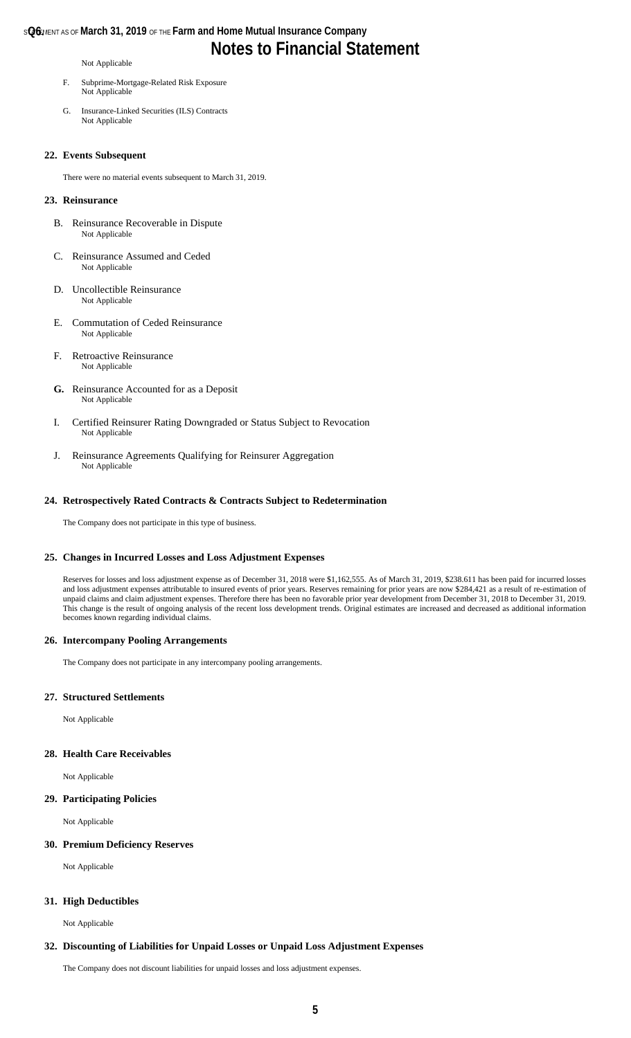Not Applicable

F. Subprime-Mortgage-Related Risk Exposure
Not Applicable

G. Insurance-Linked Securities (ILS) Contracts
Not Applicable

## 22. Events Subsequent

There were no material events subsequent to March 31, 2019.

## 23. Reinsurance

B. Reinsurance Recoverable in Dispute
Not Applicable

C. Reinsurance Assumed and Ceded
Not Applicable

D. Uncollectible Reinsurance
Not Applicable

E. Commutation of Ceded Reinsurance
Not Applicable

F. Retroactive Reinsurance
Not Applicable

**G.** Reinsurance Accounted for as a Deposit
Not Applicable

I. Certified Reinsurer Rating Downgraded or Status Subject to Revocation
Not Applicable

J. Reinsurance Agreements Qualifying for Reinsurer Aggregation
Not Applicable

## 24. Retrospectively Rated Contracts & Contracts Subject to Redetermination

The Company does not participate in this type of business.

## 25. Changes in Incurred Losses and Loss Adjustment Expenses

Reserves for losses and loss adjustment expense as of December 31, 2018 were $1,162,555. As of March 31, 2019, $238.611 has been paid for incurred losses and loss adjustment expenses attributable to insured events of prior years. Reserves remaining for prior years are now $284,421 as a result of re-estimation of unpaid claims and claim adjustment expenses. Therefore there has been no favorable prior year development from December 31, 2018 to December 31, 2019. This change is the result of ongoing analysis of the recent loss development trends. Original estimates are increased and decreased as additional information becomes known regarding individual claims.

## 26. Intercompany Pooling Arrangements

The Company does not participate in any intercompany pooling arrangements.

## 27. Structured Settlements

Not Applicable

## 28. Health Care Receivables

Not Applicable

## 29. Participating Policies

Not Applicable

## 30. Premium Deficiency Reserves

Not Applicable

## 31. High Deductibles

Not Applicable

## 32. Discounting of Liabilities for Unpaid Losses or Unpaid Loss Adjustment Expenses

The Company does not discount liabilities for unpaid losses and loss adjustment expenses.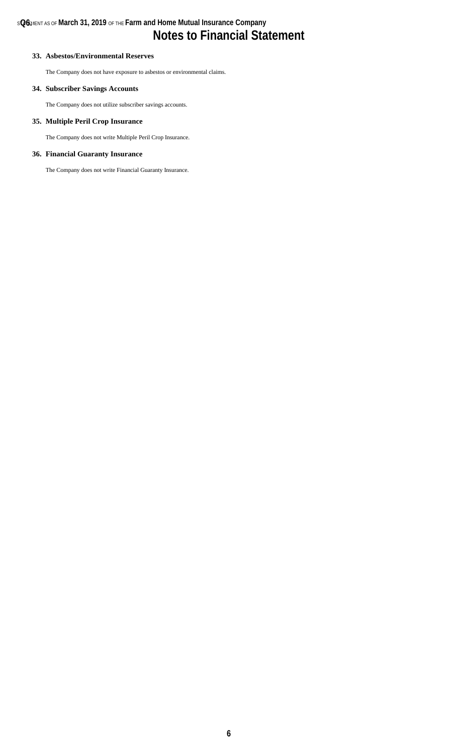# Notes to Financial Statement

### 33. Asbestos/Environmental Reserves

The Company does not have exposure to asbestos or environmental claims.

### 34. Subscriber Savings Accounts

The Company does not utilize subscriber savings accounts.

### 35. Multiple Peril Crop Insurance

The Company does not write Multiple Peril Crop Insurance.

### 36. Financial Guaranty Insurance

The Company does not write Financial Guaranty Insurance.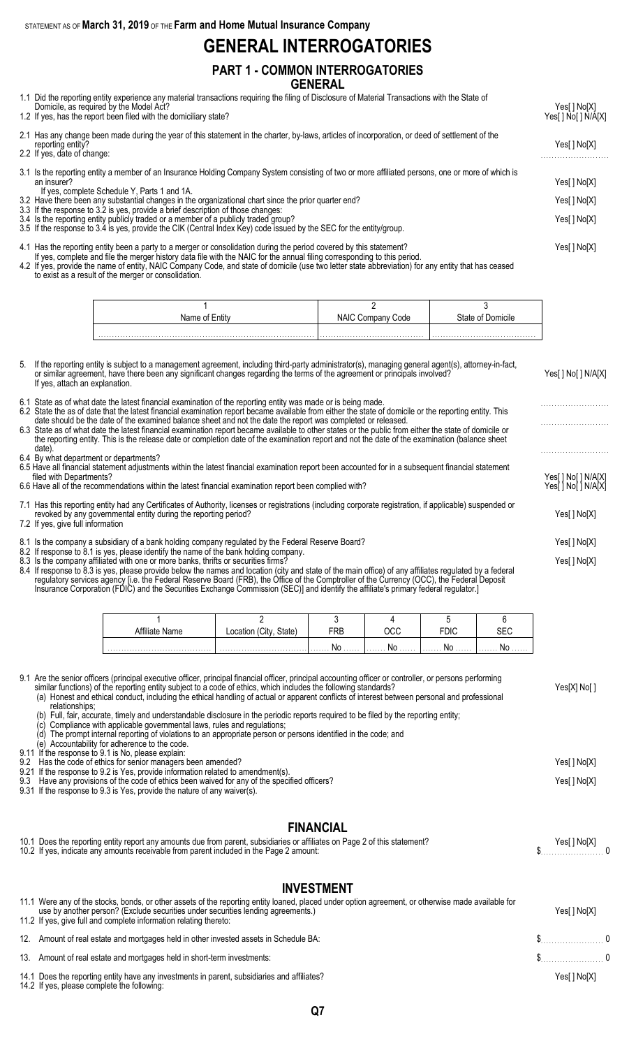STATEMENT AS OF **March 31, 2019** OF THE **Farm and Home Mutual Insurance Company**

# GENERAL INTERROGATORIES

## PART 1 - COMMON INTERROGATORIES

### GENERAL

1.1 Did the reporting entity experience any material transactions requiring the filing of Disclosure of Material Transactions with the State of Domicile, as required by the Model Act? Yes[ ] No[X]

1.2 If yes, has the report been filed with the domiciliary state? Yes[ ] No[ ] N/A[X]

2.1 Has any change been made during the year of this statement in the charter, by-laws, articles of incorporation, or deed of settlement of the reporting entity? Yes[ ] No[X]

2.2 If yes, date of change:

3.1 Is the reporting entity a member of an Insurance Holding Company System consisting of two or more affiliated persons, one or more of which is an insurer? Yes[ ] No[X]

If yes, complete Schedule Y, Parts 1 and 1A.

3.2 Have there been any substantial changes in the organizational chart since the prior quarter end? Yes[ ] No[X]

3.3 If the response to 3.2 is yes, provide a brief description of those changes:

3.4 Is the reporting entity publicly traded or a member of a publicly traded group? Yes[ ] No[X]

3.5 If the response to 3.4 is yes, provide the CIK (Central Index Key) code issued by the SEC for the entity/group.

4.1 Has the reporting entity been a party to a merger or consolidation during the period covered by this statement? Yes[ ] No[X]

If yes, complete and file the merger history data file with the NAIC for the annual filing corresponding to this period.

4.2 If yes, provide the name of entity, NAIC Company Code, and state of domicile (use two letter state abbreviation) for any entity that has ceased to exist as a result of the merger or consolidation.

| 1<br>Name of Entity | 2<br>NAIC Company Code | 3<br>State of Domicile |
|---|---|---|
| | | |

5. If the reporting entity is subject to a management agreement, including third-party administrator(s), managing general agent(s), attorney-in-fact, or similar agreement, have there been any significant changes regarding the terms of the agreement or principals involved? Yes[ ] No[ ] N/A[X]

If yes, attach an explanation.

6.1 State as of what date the latest financial examination of the reporting entity was made or is being made.

6.2 State the as of date that the latest financial examination report became available from either the state of domicile or the reporting entity. This date should be the date of the examined balance sheet and not the date the report was completed or released.

6.3 State as of what date the latest financial examination report became available to other states or the public from either the state of domicile or the reporting entity. This is the release date or completion date of the examination report and not the date of the examination (balance sheet date).

6.4 By what department or departments?

6.5 Have all financial statement adjustments within the latest financial examination report been accounted for in a subsequent financial statement filed with Departments? Yes[ ] No[ ] N/A[X]

6.6 Have all of the recommendations within the latest financial examination report been complied with? Yes[ ] No[ ] N/A[X]

7.1 Has this reporting entity had any Certificates of Authority, licenses or registrations (including corporate registration, if applicable) suspended or revoked by any governmental entity during the reporting period? Yes[ ] No[X]

7.2 If yes, give full information

8.1 Is the company a subsidiary of a bank holding company regulated by the Federal Reserve Board? Yes[ ] No[X]

8.2 If response to 8.1 is yes, please identify the name of the bank holding company.

8.3 Is the company affiliated with one or more banks, thrifts or securities firms? Yes[ ] No[X]

8.4 If response to 8.3 is yes, please provide below the names and location (city and state of the main office) of any affiliates regulated by a federal regulatory services agency [i.e. the Federal Reserve Board (FRB), the Office of the Comptroller of the Currency (OCC), the Federal Deposit Insurance Corporation (FDIC) and the Securities Exchange Commission (SEC)] and identify the affiliate's primary federal regulator.]

| 1<br>Affiliate Name | 2<br>Location (City, State) | 3<br>FRB | 4<br>OCC | 5<br>FDIC | 6<br>SEC |
|---|---|---|---|---|---|
| | | No | No | No | No |

9.1 Are the senior officers (principal executive officer, principal financial officer, principal accounting officer or controller, or persons performing similar functions) of the reporting entity subject to a code of ethics, which includes the following standards? Yes[X] No[ ]

(a) Honest and ethical conduct, including the ethical handling of actual or apparent conflicts of interest between personal and professional relationships;

(b) Full, fair, accurate, timely and understandable disclosure in the periodic reports required to be filed by the reporting entity;

(c) Compliance with applicable governmental laws, rules and regulations;

(d) The prompt internal reporting of violations to an appropriate person or persons identified in the code; and

(e) Accountability for adherence to the code.

9.11 If the response to 9.1 is No, please explain:

9.2 Has the code of ethics for senior managers been amended? Yes[ ] No[X]

9.21 If the response to 9.2 is Yes, provide information related to amendment(s).

9.3 Have any provisions of the code of ethics been waived for any of the specified officers? Yes[ ] No[X]

9.31 If the response to 9.3 is Yes, provide the nature of any waiver(s).

### FINANCIAL

10.1 Does the reporting entity report any amounts due from parent, subsidiaries or affiliates on Page 2 of this statement? Yes[ ] No[X]

10.2 If yes, indicate any amounts receivable from parent included in the Page 2 amount: $ 0

### INVESTMENT

11.1 Were any of the stocks, bonds, or other assets of the reporting entity loaned, placed under option agreement, or otherwise made available for use by another person? (Exclude securities under securities lending agreements.) Yes[ ] No[X]

11.2 If yes, give full and complete information relating thereto:

12. Amount of real estate and mortgages held in other invested assets in Schedule BA: $ 0

13. Amount of real estate and mortgages held in short-term investments: $ 0

14.1 Does the reporting entity have any investments in parent, subsidiaries and affiliates? Yes[ ] No[X]

14.2 If yes, please complete the following: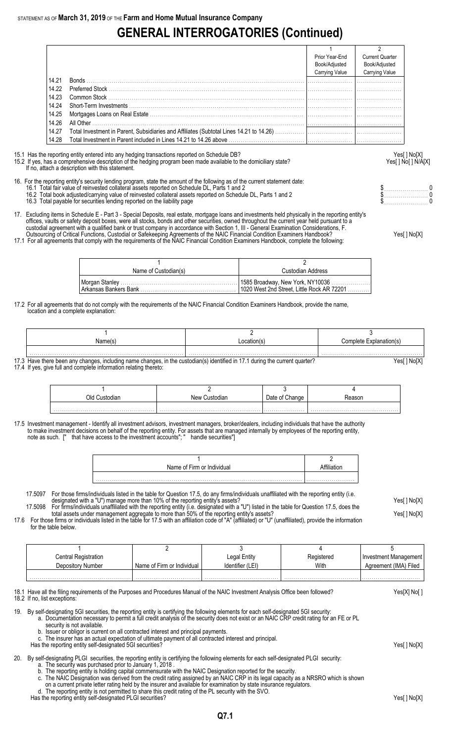STATEMENT AS OF **March 31, 2019** OF THE **Farm and Home Mutual Insurance Company**

# GENERAL INTERROGATORIES (Continued)

| | | 1<br>Prior Year-End<br>Book/Adjusted<br>Carrying Value | 2<br>Current Quarter<br>Book/Adjusted<br>Carrying Value |
|---|---|---|---|
| 14.21 | Bonds | | |
| 14.22 | Preferred Stock | | |
| 14.23 | Common Stock | | |
| 14.24 | Short-Term Investments | | |
| 14.25 | Mortgages Loans on Real Estate | | |
| 14.26 | All Other | | |
| 14.27 | Total Investment in Parent, Subsidiaries and Affiliates (Subtotal Lines 14.21 to 14.26) | | |
| 14.28 | Total Investment in Parent included in Lines 14.21 to 14.26 above | | |

15.1 Has the reporting entity entered into any hedging transactions reported on Schedule DB? Yes[ ] No[X]
15.2 If yes, has a comprehensive description of the hedging program been made available to the domiciliary state? Yes[ ] No[ ] N/A[X]
If no, attach a description with this statement.

16. For the reporting entity's security lending program, state the amount of the following as of the current statement date:
16.1 Total fair value of reinvested collateral assets reported on Schedule DL, Parts 1 and 2 $ 0
16.2 Total book adjusted/carrying value of reinvested collateral assets reported on Schedule DL, Parts 1 and 2 $ 0
16.3 Total payable for securities lending reported on the liability page $ 0

17. Excluding items in Schedule E - Part 3 - Special Deposits, real estate, mortgage loans and investments held physically in the reporting entity's offices, vaults or safety deposit boxes, were all stocks, bonds and other securities, owned throughout the current year held pursuant to a custodial agreement with a qualified bank or trust company in accordance with Section 1, III - General Examination Considerations, F. Outsourcing of Critical Functions, Custodial or Safekeeping Agreements of the NAIC Financial Condition Examiners Handbook? Yes[ ] No[X]
17.1 For all agreements that comply with the requirements of the NAIC Financial Condition Examiners Handbook, complete the following:

| 1<br>Name of Custodian(s) | 2<br>Custodian Address |
|---|---|
| Morgan Stanley | 1585 Broadway, New York, NY10036 |
| Arkansas Bankers Bank | 1020 West 2nd Street, Little Rock AR 72201 |

17.2 For all agreements that do not comply with the requirements of the NAIC Financial Condition Examiners Handbook, provide the name, location and a complete explanation:

| 1<br>Name(s) | 2<br>Location(s) | 3<br>Complete Explanation(s) |
|---|---|---|
| | | |

17.3 Have there been any changes, including name changes, in the custodian(s) identified in 17.1 during the current quarter? Yes[ ] No[X]
17.4 If yes, give full and complete information relating thereto:

| 1<br>Old Custodian | 2<br>New Custodian | 3<br>Date of Change | 4<br>Reason |
|---|---|---|---|
| | | | |

17.5 Investment management - Identify all investment advisors, investment managers, broker/dealers, including individuals that have the authority to make investment decisions on behalf of the reporting entity. For assets that are managed internally by employees of the reporting entity, note as such. [" that have access to the investment accounts"; " handle securities"]

| 1<br>Name of Firm or Individual | 2<br>Affiliation |
|---|---|
| | |

17.5097 For those firms/individuals listed in the table for Question 17.5, do any firms/individuals unaffiliated with the reporting entity (i.e. designated with a "U") manage more than 10% of the reporting entity's assets? Yes[ ] No[X]
17.5098 For firms/individuals unaffiliated with the reporting entity (i.e. designated with a "U") listed in the table for Question 17.5, does the total assets under management aggregate to more than 50% of the reporting entity's assets? Yes[ ] No[X]
17.6 For those firms or individuals listed in the table for 17.5 with an affiliation code of "A" (affiliated) or "U" (unaffiliated), provide the information for the table below.

| 1<br>Central Registration<br>Depository Number | 2<br>Name of Firm or Individual | 3<br>Legal Entity<br>Identifier (LEI) | 4<br>Registered<br>With | 5<br>Investment Management<br>Agreement (IMA) Filed |
|---|---|---|---|---|
| | | | | |

18.1 Have all the filing requirements of the Purposes and Procedures Manual of the NAIC Investment Analysis Office been followed? Yes[X] No[ ]
18.2 If no, list exceptions:

19. By self-designating 5GI securities, the reporting entity is certifying the following elements for each self-designated 5GI security:
a. Documentation necessary to permit a full credit analysis of the security does not exist or an NAIC CRP credit rating for an FE or PL security is not available.
b. Issuer or obligor is current on all contracted interest and principal payments.
c. The insurer has an actual expectation of ultimate payment of all contracted interest and principal.
Has the reporting entity self-designated 5GI securities? Yes[ ] No[X]

20. By self-designating PLGI securities, the reporting entity is certifying the following elements for each self-designated PLGI security:
a. The security was purchased prior to January 1, 2018 .
b. The reporting entity is holding capital commensurate with the NAIC Designation reported for the security.
c. The NAIC Designation was derived from the credit rating assigned by an NAIC CRP in its legal capacity as a NRSRO which is shown on a current private letter rating held by the insurer and available for examination by state insurance regulators.
d. The reporting entity is not permitted to share this credit rating of the PL security with the SVO.
Has the reporting entity self-designated PLGI securities? Yes[ ] No[X]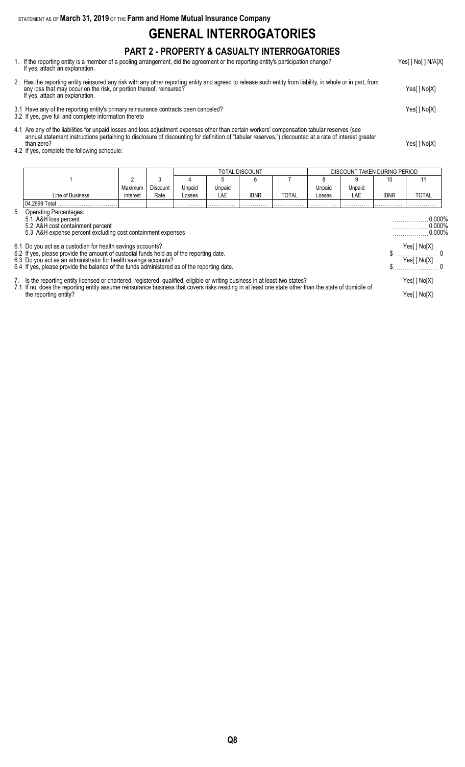STATEMENT AS OF **March 31, 2019** OF THE **Farm and Home Mutual Insurance Company**

# GENERAL INTERROGATORIES

## PART 2 - PROPERTY & CASUALTY INTERROGATORIES

1. If the reporting entity is a member of a pooling arrangement, did the agreement or the reporting entity's participation change? If yes, attach an explanation. Yes[ ] No[ ] N/A[X]

2 . Has the reporting entity reinsured any risk with any other reporting entity and agreed to release such entity from liability, in whole or in part, from any loss that may occur on the risk, or portion thereof, reinsured? If yes, attach an explanation. Yes[ ] No[X]

3.1 Have any of the reporting entity's primary reinsurance contracts been canceled? Yes[ ] No[X]

3.2 If yes, give full and complete information thereto

4.1 Are any of the liabilities for unpaid losses and loss adjustment expenses other than certain workers' compensation tabular reserves (see annual statement instructions pertaining to disclosure of discounting for definition of "tabular reserves,") discounted at a rate of interest greater than zero? Yes[ ] No[X]

4.2 If yes, complete the following schedule:

| | | | TOTAL DISCOUNT | | | | DISCOUNT TAKEN DURING PERIOD | | | |
|---|---|---|---|---|---|---|---|---|---|---|
| 1 | 2 | 3 | 4 | 5 | 6 | 7 | 8 | 9 | 10 | 11 |
| Line of Business | Maximum Interest | Discount Rate | Unpaid Losses | Unpaid LAE | IBNR | TOTAL | Unpaid Losses | Unpaid LAE | IBNR | TOTAL |
| 04.2999 Total | | | | | | | | | | |

5. Operating Percentages:

5.1 A&H loss percent 0.000%

5.2 A&H cost containment percent 0.000%

5.3 A&H expense percent excluding cost containment expenses 0.000%

6.1 Do you act as a custodian for health savings accounts? Yes[ ] No[X]

6.2 If yes, please provide the amount of custodial funds held as of the reporting date. $ 0

6.3 Do you act as an administrator for health savings accounts? Yes[ ] No[X]

6.4 If yes, please provide the balance of the funds administered as of the reporting date. $ 0

7. Is the reporting entity licensed or chartered, registered, qualified, eligible or writing business in at least two states? Yes[ ] No[X]

7.1 If no, does the reporting entity assume reinsurance business that covers risks residing in at least one state other than the state of domicile of the reporting entity? Yes[ ] No[X]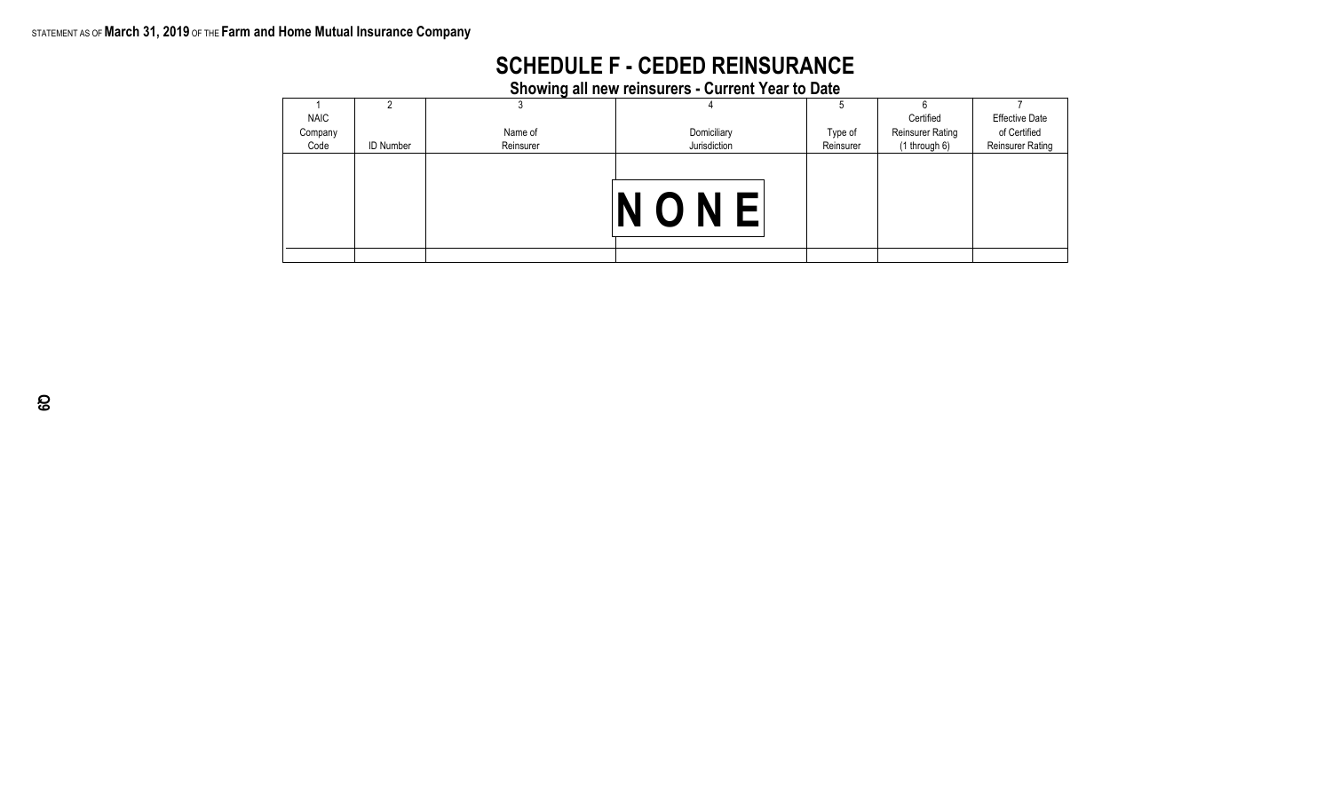# SCHEDULE F - CEDED REINSURANCE

## Showing all new reinsurers - Current Year to Date

| 1<br>NAIC Company Code | 2<br>ID Number | 3<br>Name of Reinsurer | 4<br>Domiciliary Jurisdiction | 5<br>Type of Reinsurer | 6<br>Certified Reinsurer Rating (1 through 6) | 7<br>Effective Date of Certified Reinsurer Rating |
|---|---|---|---|---|---|---|
| | | | NONE | | | |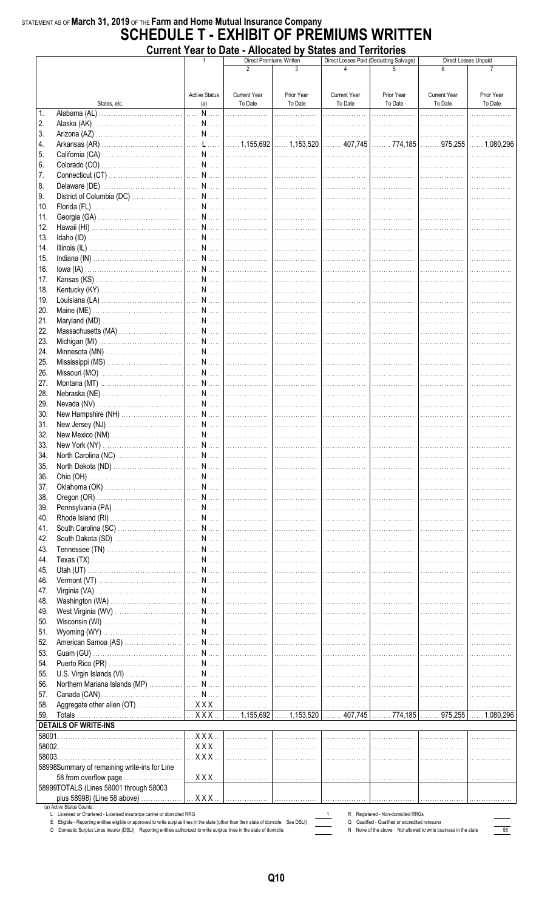STATEMENT AS OF **March 31, 2019** OF THE **Farm and Home Mutual Insurance Company**

# SCHEDULE T - EXHIBIT OF PREMIUMS WRITTEN

## Current Year to Date - Allocated by States and Territories

| | States, etc. | 1<br>Active Status<br>(a) | Direct Premiums Written<br>2<br>Current Year To Date | <br>3<br>Prior Year To Date | Direct Losses Paid (Deducting Salvage)<br>4<br>Current Year To Date | <br>5<br>Prior Year To Date | Direct Losses Unpaid<br>6<br>Current Year To Date | <br>7<br>Prior Year To Date |
|---|---|---|---|---|---|---|---|---|
| 1. | Alabama (AL) | N | | | | | | |
| 2. | Alaska (AK) | N | | | | | | |
| 3. | Arizona (AZ) | N | | | | | | |
| 4. | Arkansas (AR) | L | 1,155,692 | 1,153,520 | 407,745 | 774,185 | 975,255 | 1,080,296 |
| 5. | California (CA) | N | | | | | | |
| 6. | Colorado (CO) | N | | | | | | |
| 7. | Connecticut (CT) | N | | | | | | |
| 8. | Delaware (DE) | N | | | | | | |
| 9. | District of Columbia (DC) | N | | | | | | |
| 10. | Florida (FL) | N | | | | | | |
| 11. | Georgia (GA) | N | | | | | | |
| 12. | Hawaii (HI) | N | | | | | | |
| 13. | Idaho (ID) | N | | | | | | |
| 14. | Illinois (IL) | N | | | | | | |
| 15. | Indiana (IN) | N | | | | | | |
| 16. | Iowa (IA) | N | | | | | | |
| 17. | Kansas (KS) | N | | | | | | |
| 18. | Kentucky (KY) | N | | | | | | |
| 19. | Louisiana (LA) | N | | | | | | |
| 20. | Maine (ME) | N | | | | | | |
| 21. | Maryland (MD) | N | | | | | | |
| 22. | Massachusetts (MA) | N | | | | | | |
| 23. | Michigan (MI) | N | | | | | | |
| 24. | Minnesota (MN) | N | | | | | | |
| 25. | Mississippi (MS) | N | | | | | | |
| 26. | Missouri (MO) | N | | | | | | |
| 27. | Montana (MT) | N | | | | | | |
| 28. | Nebraska (NE) | N | | | | | | |
| 29. | Nevada (NV) | N | | | | | | |
| 30. | New Hampshire (NH) | N | | | | | | |
| 31. | New Jersey (NJ) | N | | | | | | |
| 32. | New Mexico (NM) | N | | | | | | |
| 33. | New York (NY) | N | | | | | | |
| 34. | North Carolina (NC) | N | | | | | | |
| 35. | North Dakota (ND) | N | | | | | | |
| 36. | Ohio (OH) | N | | | | | | |
| 37. | Oklahoma (OK) | N | | | | | | |
| 38. | Oregon (OR) | N | | | | | | |
| 39. | Pennsylvania (PA) | N | | | | | | |
| 40. | Rhode Island (RI) | N | | | | | | |
| 41. | South Carolina (SC) | N | | | | | | |
| 42. | South Dakota (SD) | N | | | | | | |
| 43. | Tennessee (TN) | N | | | | | | |
| 44. | Texas (TX) | N | | | | | | |
| 45. | Utah (UT) | N | | | | | | |
| 46. | Vermont (VT) | N | | | | | | |
| 47. | Virginia (VA) | N | | | | | | |
| 48. | Washington (WA) | N | | | | | | |
| 49. | West Virginia (WV) | N | | | | | | |
| 50. | Wisconsin (WI) | N | | | | | | |
| 51. | Wyoming (WY) | N | | | | | | |
| 52. | American Samoa (AS) | N | | | | | | |
| 53. | Guam (GU) | N | | | | | | |
| 54. | Puerto Rico (PR) | N | | | | | | |
| 55. | U.S. Virgin Islands (VI) | N | | | | | | |
| 56. | Northern Mariana Islands (MP) | N | | | | | | |
| 57. | Canada (CAN) | N | | | | | | |
| 58. | Aggregate other alien (OT) | XXX | | | | | | |
| 59. | Totals | XXX | 1,155,692 | 1,153,520 | 407,745 | 774,185 | 975,255 | 1,080,296 |
| | **DETAILS OF WRITE-INS** | | | | | | | |
| 58001. | | XXX | | | | | | |
| 58002. | | XXX | | | | | | |
| 58003. | | XXX | | | | | | |
| 58998. | Summary of remaining write-ins for Line 58 from overflow page | XXX | | | | | | |
| 58999. | TOTALS (Lines 58001 through 58003 plus 58998) (Line 58 above) | XXX | | | | | | |

(a) Active Status Counts:

L Licensed or Chartered - Licensed insurance carrier or domiciled RRG .......... 1
R Registered - Non-domiciled RRGs ..........
E Eligible - Reporting entities eligible or approved to write surplus lines in the state (other than their state of domicile See DSLI) ..........
Q Qualified - Qualified or accredited reinsurer ..........
D Domestic Surplus Lines Insurer (DSLI) Reporting entities authorized to write surplus lines in the state of domicile. ..........
N None of the above Not allowed to write business in the state .......... 56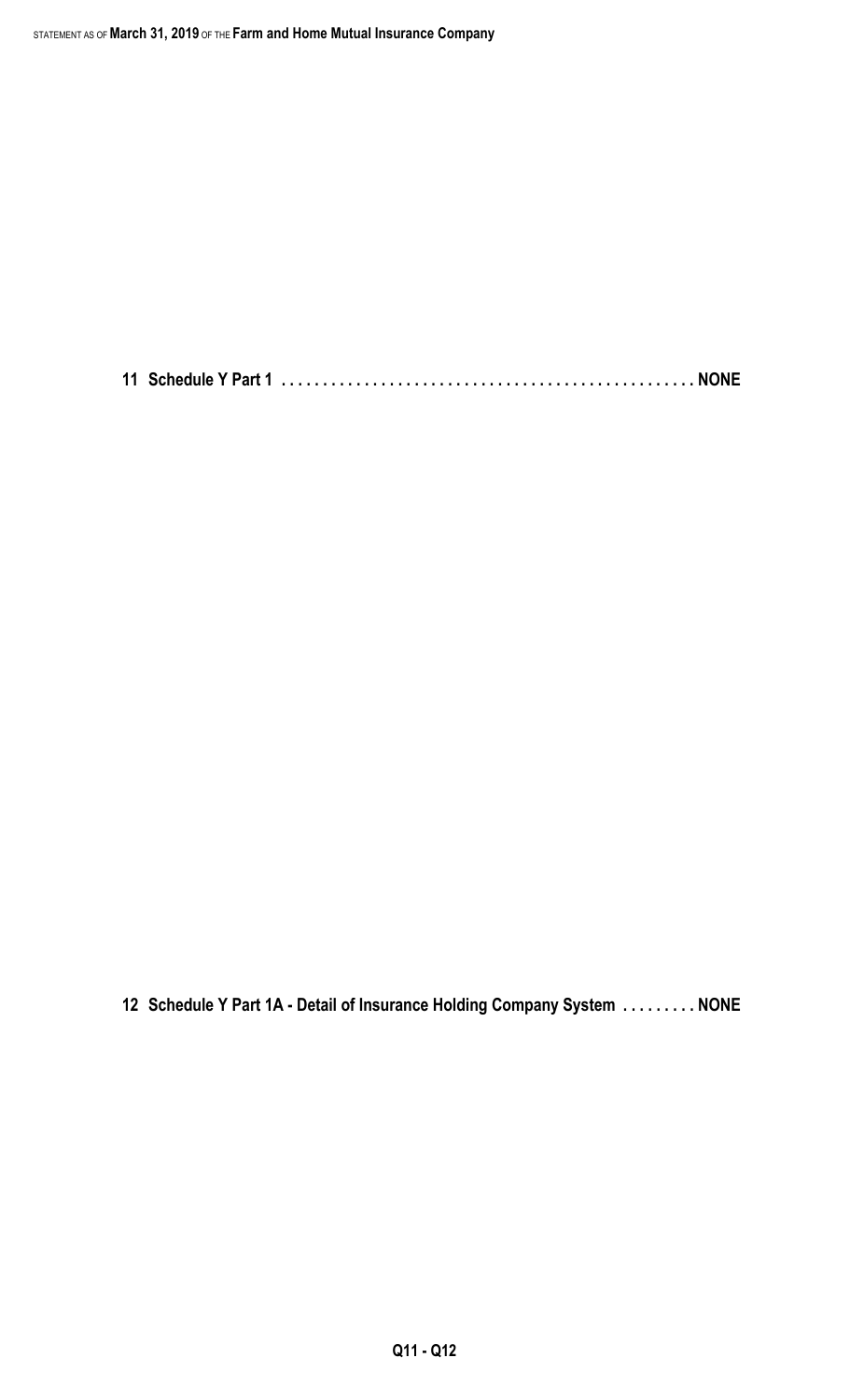**11 Schedule Y Part 1 . . . . . . . . . . . . . . . . . . . . . . . . . . . . . . . . . . . . . . . . . . . . . . . . . NONE**

**12 Schedule Y Part 1A - Detail of Insurance Holding Company System . . . . . . . . . NONE**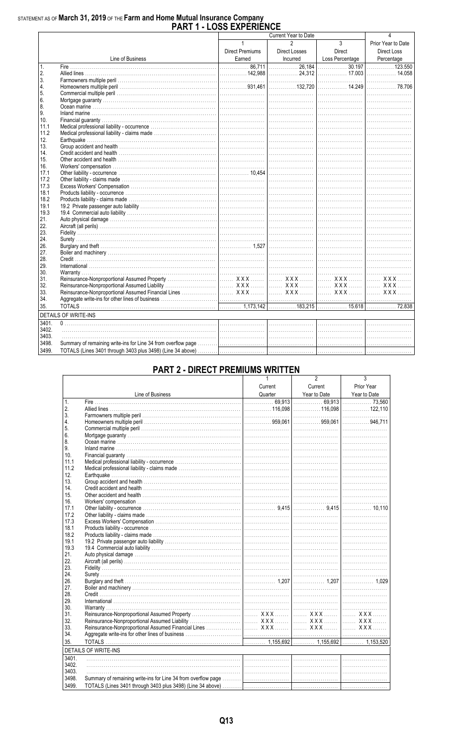STATEMENT AS OF **March 31, 2019** OF THE **Farm and Home Mutual Insurance Company**

# PART 1 - LOSS EXPERIENCE

| | Line of Business | Current Year to Date | | | 4 |
|---|---|---|---|---|---|
| | | 1<br>Direct Premiums Earned | 2<br>Direct Losses Incurred | 3<br>Direct Loss Percentage | Prior Year to Date Direct Loss Percentage |
| 1. | Fire | 86,711 | 26,184 | 30.197 | 123.550 |
| 2. | Allied lines | 142,988 | 24,312 | 17.003 | 14.058 |
| 3. | Farmowners multiple peril | | | | |
| 4. | Homeowners multiple peril | 931,461 | 132,720 | 14.249 | 78.706 |
| 5. | Commercial multiple peril | | | | |
| 6. | Mortgage guaranty | | | | |
| 8. | Ocean marine | | | | |
| 9. | Inland marine | | | | |
| 10. | Financial guaranty | | | | |
| 11.1 | Medical professional liability - occurrence | | | | |
| 11.2 | Medical professional liability - claims made | | | | |
| 12. | Earthquake | | | | |
| 13. | Group accident and health | | | | |
| 14. | Credit accident and health | | | | |
| 15. | Other accident and health | | | | |
| 16. | Workers' compensation | | | | |
| 17.1 | Other liability - occurrence | 10,454 | | | |
| 17.2 | Other liability - claims made | | | | |
| 17.3 | Excess Workers' Compensation | | | | |
| 18.1 | Products liability - occurrence | | | | |
| 18.2 | Products liability - claims made | | | | |
| 19.1 | 19.2 Private passenger auto liability | | | | |
| 19.3 | 19.4 Commercial auto liability | | | | |
| 21. | Auto physical damage | | | | |
| 22. | Aircraft (all perils) | | | | |
| 23. | Fidelity | | | | |
| 24. | Surety | | | | |
| 26. | Burglary and theft | 1,527 | | | |
| 27. | Boiler and machinery | | | | |
| 28. | Credit | | | | |
| 29. | International | | | | |
| 30. | Warranty | | | | |
| 31. | Reinsurance-Nonproportional Assumed Property | XXX | XXX | XXX | XXX |
| 32. | Reinsurance-Nonproportional Assumed Liability | XXX | XXX | XXX | XXX |
| 33. | Reinsurance-Nonproportional Assumed Financial Lines | XXX | XXX | XXX | XXX |
| 34. | Aggregate write-ins for other lines of business | | | | |
| 35. | TOTALS | 1,173,142 | 183,215 | 15.618 | 72.838 |
| | DETAILS OF WRITE-INS | | | | |
| 3401. | 0 | | | | |
| 3402. | | | | | |
| 3403. | | | | | |
| 3498. | Summary of remaining write-ins for Line 34 from overflow page | | | | |
| 3499. | TOTALS (Lines 3401 through 3403 plus 3498) (Line 34 above) | | | | |

# PART 2 - DIRECT PREMIUMS WRITTEN

| | Line of Business | 1<br>Current Quarter | 2<br>Current Year to Date | 3<br>Prior Year Year to Date |
|---|---|---|---|---|
| 1. | Fire | 69,913 | 69,913 | 73,560 |
| 2. | Allied lines | 116,098 | 116,098 | 122,110 |
| 3. | Farmowners multiple peril | | | |
| 4. | Homeowners multiple peril | 959,061 | 959,061 | 946,711 |
| 5. | Commercial multiple peril | | | |
| 6. | Mortgage guaranty | | | |
| 8. | Ocean marine | | | |
| 9. | Inland marine | | | |
| 10. | Financial guaranty | | | |
| 11.1 | Medical professional liability - occurrence | | | |
| 11.2 | Medical professional liability - claims made | | | |
| 12. | Earthquake | | | |
| 13. | Group accident and health | | | |
| 14. | Credit accident and health | | | |
| 15. | Other accident and health | | | |
| 16. | Workers' compensation | | | |
| 17.1 | Other liability - occurrence | 9,415 | 9,415 | 10,110 |
| 17.2 | Other liability - claims made | | | |
| 17.3 | Excess Workers' Compensation | | | |
| 18.1 | Products liability - occurrence | | | |
| 18.2 | Products liability - claims made | | | |
| 19.1 | 19.2 Private passenger auto liability | | | |
| 19.3 | 19.4 Commercial auto liability | | | |
| 21. | Auto physical damage | | | |
| 22. | Aircraft (all perils) | | | |
| 23. | Fidelity | | | |
| 24. | Surety | | | |
| 26. | Burglary and theft | 1,207 | 1,207 | 1,029 |
| 27. | Boiler and machinery | | | |
| 28. | Credit | | | |
| 29. | International | | | |
| 30. | Warranty | | | |
| 31. | Reinsurance-Nonproportional Assumed Property | XXX | XXX | XXX |
| 32. | Reinsurance-Nonproportional Assumed Liability | XXX | XXX | XXX |
| 33. | Reinsurance-Nonproportional Assumed Financial Lines | XXX | XXX | XXX |
| 34. | Aggregate write-ins for other lines of business | | | |
| 35. | TOTALS | 1,155,692 | 1,155,692 | 1,153,520 |
| | DETAILS OF WRITE-INS | | | |
| 3401. | | | | |
| 3402. | | | | |
| 3403. | | | | |
| 3498. | Summary of remaining write-ins for Line 34 from overflow page | | | |
| 3499. | TOTALS (Lines 3401 through 3403 plus 3498) (Line 34 above) | | | |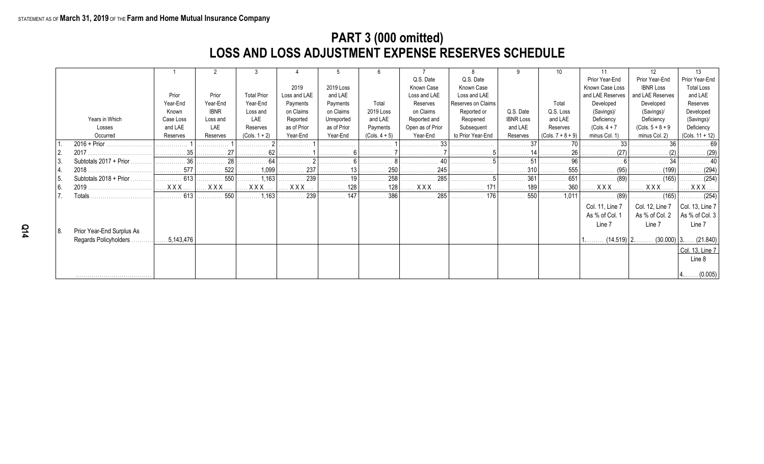STATEMENT AS OF **March 31, 2019** OF THE **Farm and Home Mutual Insurance Company**

# PART 3 (000 omitted)
# LOSS AND LOSS ADJUSTMENT EXPENSE RESERVES SCHEDULE

| | Years in Which Losses Occurred | 1<br>Prior Year-End Known Case Loss and LAE Reserves | 2<br>Prior Year-End IBNR Loss and LAE Reserves | 3<br>Total Prior Year-End Loss and LAE Reserves (Cols. 1 + 2) | 4<br>2019 Loss and LAE Payments on Claims Reported as of Prior Year-End | 5<br>2019 Loss and LAE Payments on Claims Unreported as of Prior Year-End | 6<br>Total 2019 Loss and LAE Payments (Cols. 4 + 5) | 7<br>Q.S. Date Known Case Loss and LAE Reserves on Claims Reported and Open as of Prior Year-End | 8<br>Q.S. Date Known Case Loss and LAE Reserves on Claims Reopened or Reported Subsequent to Prior Year-End | 9<br>Q.S. Date IBNR Loss and LAE Reserves | 10<br>Total Q.S. Loss and LAE Reserves (Cols. 7 + 8 + 9) | 11<br>Prior Year-End Known Case Loss and LAE Reserves Developed (Savings)/ Deficiency (Cols. 4 + 7 minus Col. 1) | 12<br>Prior Year-End IBNR Loss and LAE Reserves Developed (Savings)/ Deficiency (Cols. 5 + 8 + 9 minus Col. 2) | 13<br>Prior Year-End Total Loss and LAE Reserves Developed (Savings)/ Deficiency (Cols. 11 + 12) |
|---|---|---|---|---|---|---|---|---|---|---|---|---|---|---|
| 1. | 2016 + Prior | 1 | 1 | 2 | 1 | | 1 | 33 | | 37 | 70 | 33 | 36 | 69 |
| 2. | 2017 | 35 | 27 | 62 | 1 | 6 | 7 | 7 | 5 | 14 | 26 | (27) | (2) | (29) |
| 3. | Subtotals 2017 + Prior | 36 | 28 | 64 | 2 | 6 | 8 | 40 | 5 | 51 | 96 | 6 | 34 | 40 |
| 4. | 2018 | 577 | 522 | 1,099 | 237 | 13 | 250 | 245 | | 310 | 555 | (95) | (199) | (294) |
| 5. | Subtotals 2018 + Prior | 613 | 550 | 1,163 | 239 | 19 | 258 | 285 | 5 | 361 | 651 | (89) | (165) | (254) |
| 6. | 2019 | XXX | XXX | XXX | XXX | 128 | 128 | XXX | 171 | 189 | 360 | XXX | XXX | XXX |
| 7. | Totals | 613 | 550 | 1,163 | 239 | 147 | 386 | 285 | 176 | 550 | 1,011 | (89) | (165) | (254) |
| 8. | Prior Year-End Surplus As Regards Policyholders | 5,143,476 | | | | | | | | | | Col. 11, Line 7 As % of Col. 1 Line 7<br>1. (14.519) | Col. 12, Line 7 As % of Col. 2 Line 7<br>2. (30.000) | Col. 13, Line 7 As % of Col. 3 Line 7<br>3. (21.840) |
| | | | | | | | | | | | | | | Col. 13, Line 7 Line 8<br>4. (0.005) |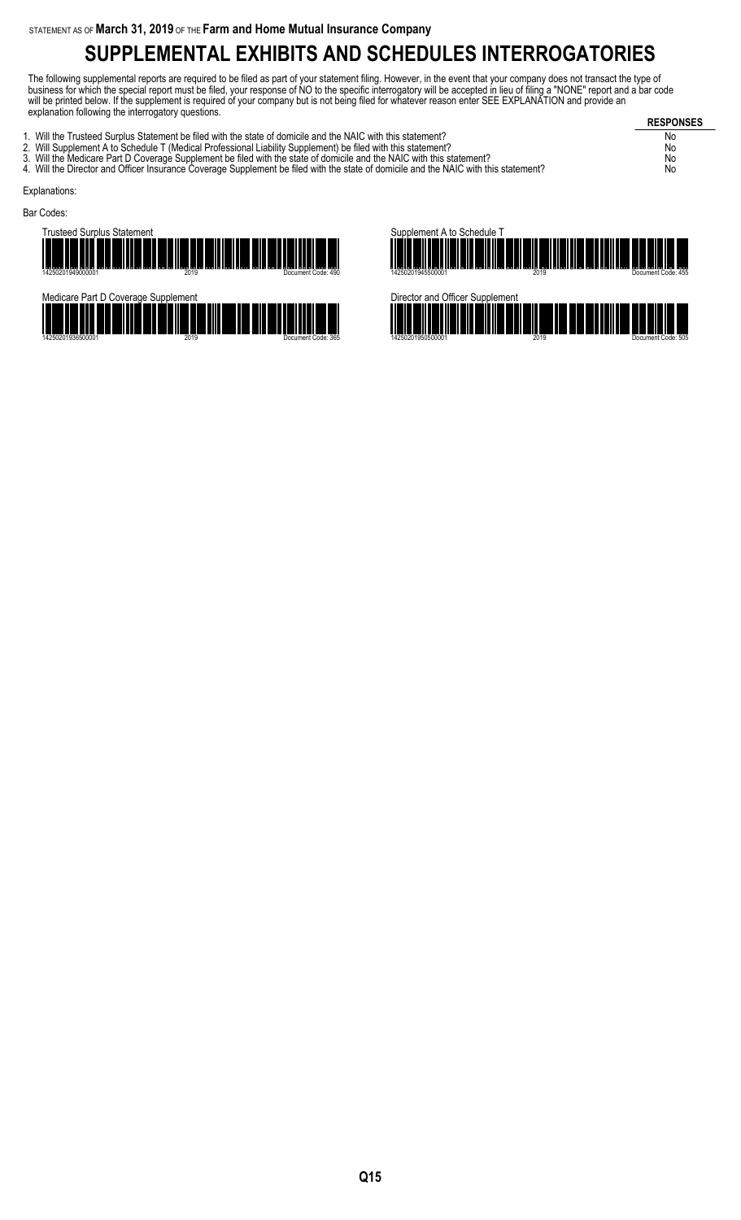STATEMENT AS OF **March 31, 2019** OF THE **Farm and Home Mutual Insurance Company**

# SUPPLEMENTAL EXHIBITS AND SCHEDULES INTERROGATORIES

The following supplemental reports are required to be filed as part of your statement filing. However, in the event that your company does not transact the type of business for which the special report must be filed, your response of NO to the specific interrogatory will be accepted in lieu of filing a "NONE" report and a bar code will be printed below. If the supplement is required of your company but is not being filed for whatever reason enter SEE EXPLANATION and provide an explanation following the interrogatory questions.

| | RESPONSES |
|---|---|
| 1. Will the Trusteed Surplus Statement be filed with the state of domicile and the NAIC with this statement? | No |
| 2. Will Supplement A to Schedule T (Medical Professional Liability Supplement) be filed with this statement? | No |
| 3. Will the Medicare Part D Coverage Supplement be filed with the state of domicile and the NAIC with this statement? | No |
| 4. Will the Director and Officer Insurance Coverage Supplement be filed with the state of domicile and the NAIC with this statement? | No |

Explanations:

Bar Codes:

Trusteed Surplus Statement

14250201949000001 2019 Document Code: 490

Supplement A to Schedule T

14250201945500001 2019 Document Code: 455

Medicare Part D Coverage Supplement

14250201936500001 2019 Document Code: 365

Director and Officer Supplement

14250201950500001 2019 Document Code: 505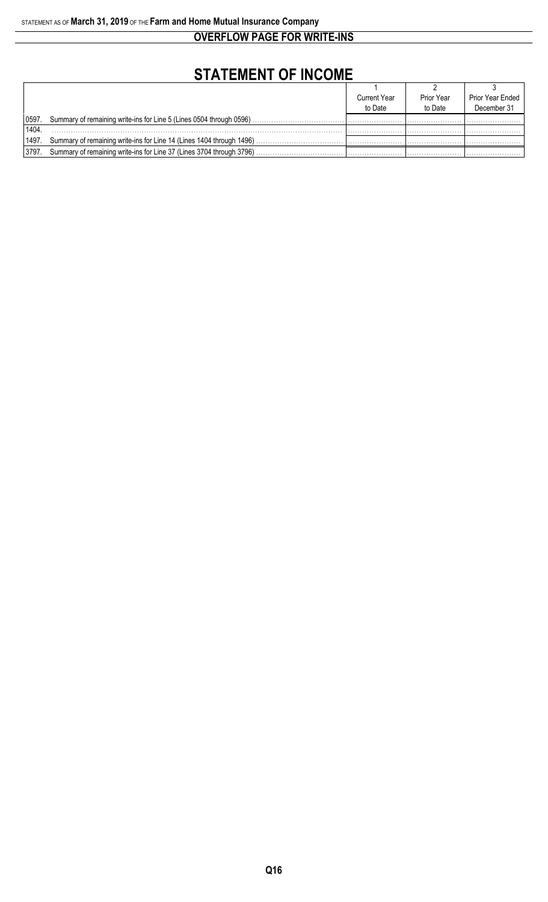STATEMENT AS OF **March 31, 2019** OF THE **Farm and Home Mutual Insurance Company**

## OVERFLOW PAGE FOR WRITE-INS

# STATEMENT OF INCOME

| | | 1<br>Current Year to Date | 2<br>Prior Year to Date | 3<br>Prior Year Ended December 31 |
|---|---|---|---|---|
| 0597. | Summary of remaining write-ins for Line 5 (Lines 0504 through 0596) | | | |
| 1404. | | | | |
| 1497. | Summary of remaining write-ins for Line 14 (Lines 1404 through 1496) | | | |
| 3797. | Summary of remaining write-ins for Line 37 (Lines 3704 through 3796) | | | |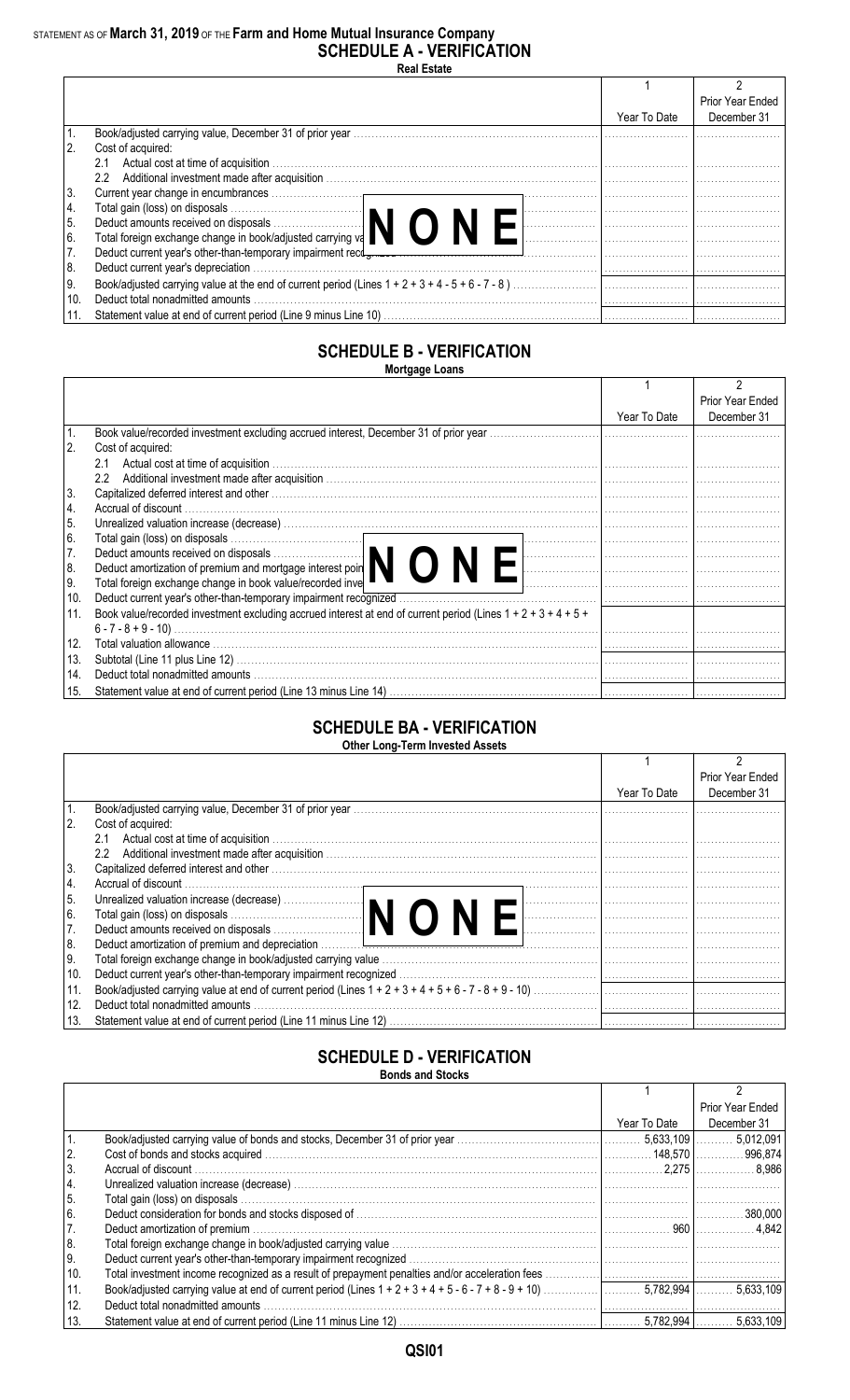STATEMENT AS OF **March 31, 2019** OF THE **Farm and Home Mutual Insurance Company**

# SCHEDULE A - VERIFICATION

**Real Estate**

| | | 1<br>Year To Date | 2<br>Prior Year Ended December 31 |
|---|---|---|---|
| 1. | Book/adjusted carrying value, December 31 of prior year | | |
| 2. | Cost of acquired: | | |
| | 2.1 Actual cost at time of acquisition | | |
| | 2.2 Additional investment made after acquisition | | |
| 3. | Current year change in encumbrances | | |
| 4. | Total gain (loss) on disposals | | |
| 5. | Deduct amounts received on disposals | | |
| 6. | Total foreign exchange change in book/adjusted carrying value | | |
| 7. | Deduct current year's other-than-temporary impairment recognized | | |
| 8. | Deduct current year's depreciation | | |
| 9. | Book/adjusted carrying value at the end of current period (Lines 1 + 2 + 3 + 4 - 5 + 6 - 7 - 8 ) | | |
| 10. | Deduct total nonadmitted amounts | | |
| 11. | Statement value at end of current period (Line 9 minus Line 10) | | |

**N O N E**

# SCHEDULE B - VERIFICATION

**Mortgage Loans**

| | | 1<br>Year To Date | 2<br>Prior Year Ended December 31 |
|---|---|---|---|
| 1. | Book value/recorded investment excluding accrued interest, December 31 of prior year | | |
| 2. | Cost of acquired: | | |
| | 2.1 Actual cost at time of acquisition | | |
| | 2.2 Additional investment made after acquisition | | |
| 3. | Capitalized deferred interest and other | | |
| 4. | Accrual of discount | | |
| 5. | Unrealized valuation increase (decrease) | | |
| 6. | Total gain (loss) on disposals | | |
| 7. | Deduct amounts received on disposals | | |
| 8. | Deduct amortization of premium and mortgage interest points and commitment fees | | |
| 9. | Total foreign exchange change in book value/recorded investment excluding accrued interest | | |
| 10. | Deduct current year's other-than-temporary impairment recognized | | |
| 11. | Book value/recorded investment excluding accrued interest at end of current period (Lines 1 + 2 + 3 + 4 + 5 + 6 - 7 - 8 + 9 - 10) | | |
| 12. | Total valuation allowance | | |
| 13. | Subtotal (Line 11 plus Line 12) | | |
| 14. | Deduct total nonadmitted amounts | | |
| 15. | Statement value at end of current period (Line 13 minus Line 14) | | |

**N O N E**

# SCHEDULE BA - VERIFICATION

**Other Long-Term Invested Assets**

| | | 1<br>Year To Date | 2<br>Prior Year Ended December 31 |
|---|---|---|---|
| 1. | Book/adjusted carrying value, December 31 of prior year | | |
| 2. | Cost of acquired: | | |
| | 2.1 Actual cost at time of acquisition | | |
| | 2.2 Additional investment made after acquisition | | |
| 3. | Capitalized deferred interest and other | | |
| 4. | Accrual of discount | | |
| 5. | Unrealized valuation increase (decrease) | | |
| 6. | Total gain (loss) on disposals | | |
| 7. | Deduct amounts received on disposals | | |
| 8. | Deduct amortization of premium and depreciation | | |
| 9. | Total foreign exchange change in book/adjusted carrying value | | |
| 10. | Deduct current year's other-than-temporary impairment recognized | | |
| 11. | Book/adjusted carrying value at end of current period (Lines 1 + 2 + 3 + 4 + 5 + 6 - 7 - 8 + 9 - 10) | | |
| 12. | Deduct total nonadmitted amounts | | |
| 13. | Statement value at end of current period (Line 11 minus Line 12) | | |

**N O N E**

# SCHEDULE D - VERIFICATION

**Bonds and Stocks**

| | | 1<br>Year To Date | 2<br>Prior Year Ended December 31 |
|---|---|---|---|
| 1. | Book/adjusted carrying value of bonds and stocks, December 31 of prior year | 5,633,109 | 5,012,091 |
| 2. | Cost of bonds and stocks acquired | 148,570 | 996,874 |
| 3. | Accrual of discount | 2,275 | 8,986 |
| 4. | Unrealized valuation increase (decrease) | | |
| 5. | Total gain (loss) on disposals | | |
| 6. | Deduct consideration for bonds and stocks disposed of | | 380,000 |
| 7. | Deduct amortization of premium | 960 | 4,842 |
| 8. | Total foreign exchange change in book/adjusted carrying value | | |
| 9. | Deduct current year's other-than-temporary impairment recognized | | |
| 10. | Total investment income recognized as a result of prepayment penalties and/or acceleration fees | | |
| 11. | Book/adjusted carrying value at end of current period (Lines 1 + 2 + 3 + 4 + 5 - 6 - 7 + 8 - 9 + 10) | 5,782,994 | 5,633,109 |
| 12. | Deduct total nonadmitted amounts | | |
| 13. | Statement value at end of current period (Line 11 minus Line 12) | 5,782,994 | 5,633,109 |

QSI01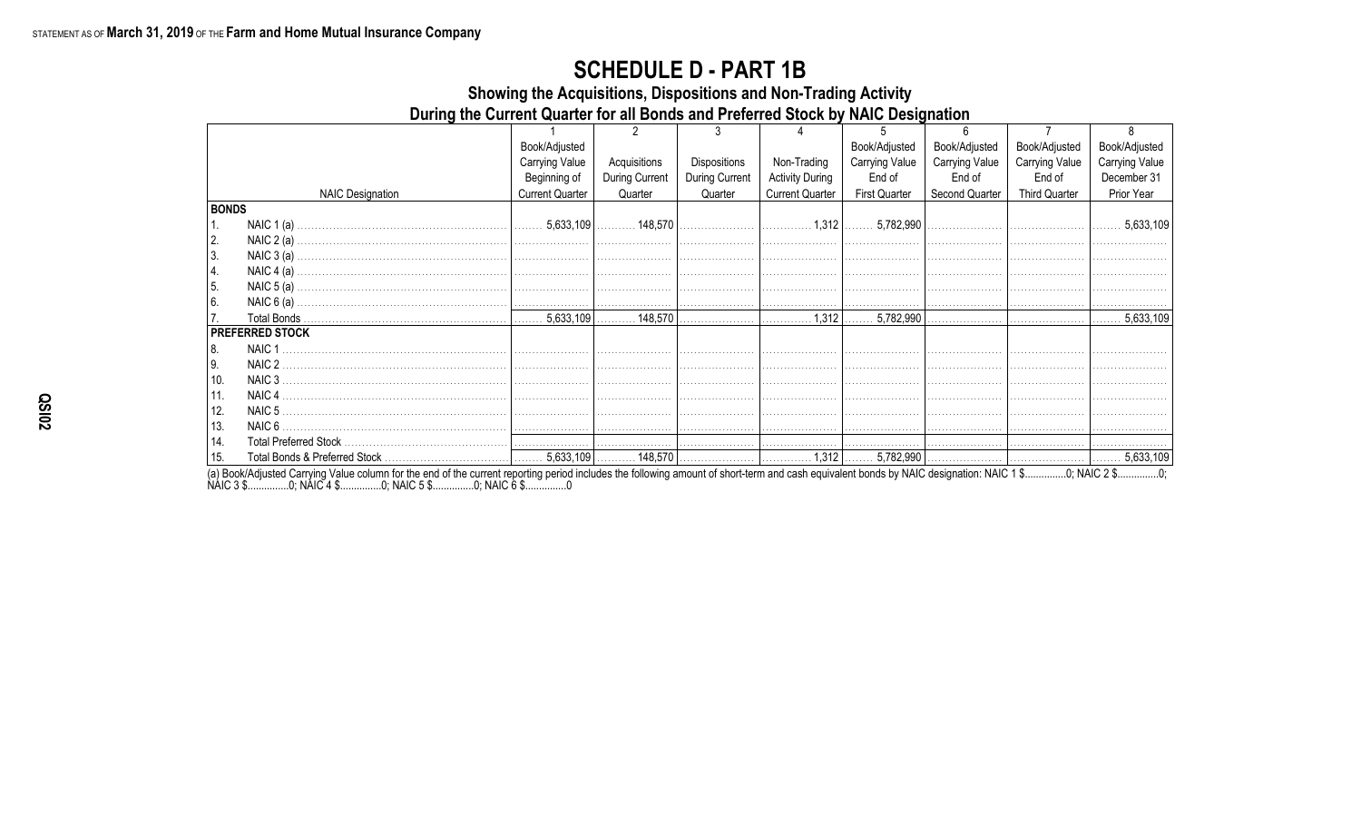STATEMENT AS OF **March 31, 2019** OF THE **Farm and Home Mutual Insurance Company**

# SCHEDULE D - PART 1B

## Showing the Acquisitions, Dispositions and Non-Trading Activity During the Current Quarter for all Bonds and Preferred Stock by NAIC Designation

| NAIC Designation | 1<br>Book/Adjusted Carrying Value Beginning of Current Quarter | 2<br>Acquisitions During Current Quarter | 3<br>Dispositions During Current Quarter | 4<br>Non-Trading Activity During Current Quarter | 5<br>Book/Adjusted Carrying Value End of First Quarter | 6<br>Book/Adjusted Carrying Value End of Second Quarter | 7<br>Book/Adjusted Carrying Value End of Third Quarter | 8<br>Book/Adjusted Carrying Value December 31 Prior Year |
|---|---|---|---|---|---|---|---|---|
| **BONDS** | | | | | | | | |
| 1. NAIC 1 (a) | 5,633,109 | 148,570 | | 1,312 | 5,782,990 | | | 5,633,109 |
| 2. NAIC 2 (a) | | | | | | | | |
| 3. NAIC 3 (a) | | | | | | | | |
| 4. NAIC 4 (a) | | | | | | | | |
| 5. NAIC 5 (a) | | | | | | | | |
| 6. NAIC 6 (a) | | | | | | | | |
| 7. Total Bonds | 5,633,109 | 148,570 | | 1,312 | 5,782,990 | | | 5,633,109 |
| **PREFERRED STOCK** | | | | | | | | |
| 8. NAIC 1 | | | | | | | | |
| 9. NAIC 2 | | | | | | | | |
| 10. NAIC 3 | | | | | | | | |
| 11. NAIC 4 | | | | | | | | |
| 12. NAIC 5 | | | | | | | | |
| 13. NAIC 6 | | | | | | | | |
| 14. Total Preferred Stock | | | | | | | | |
| 15. Total Bonds & Preferred Stock | 5,633,109 | 148,570 | | 1,312 | 5,782,990 | | | 5,633,109 |

(a) Book/Adjusted Carrying Value column for the end of the current reporting period includes the following amount of short-term and cash equivalent bonds by NAIC designation: NAIC 1 $...............0; NAIC 2 $...............0; NAIC 3 $...............0; NAIC 4 $...............0; NAIC 5 $...............0; NAIC 6 $...............0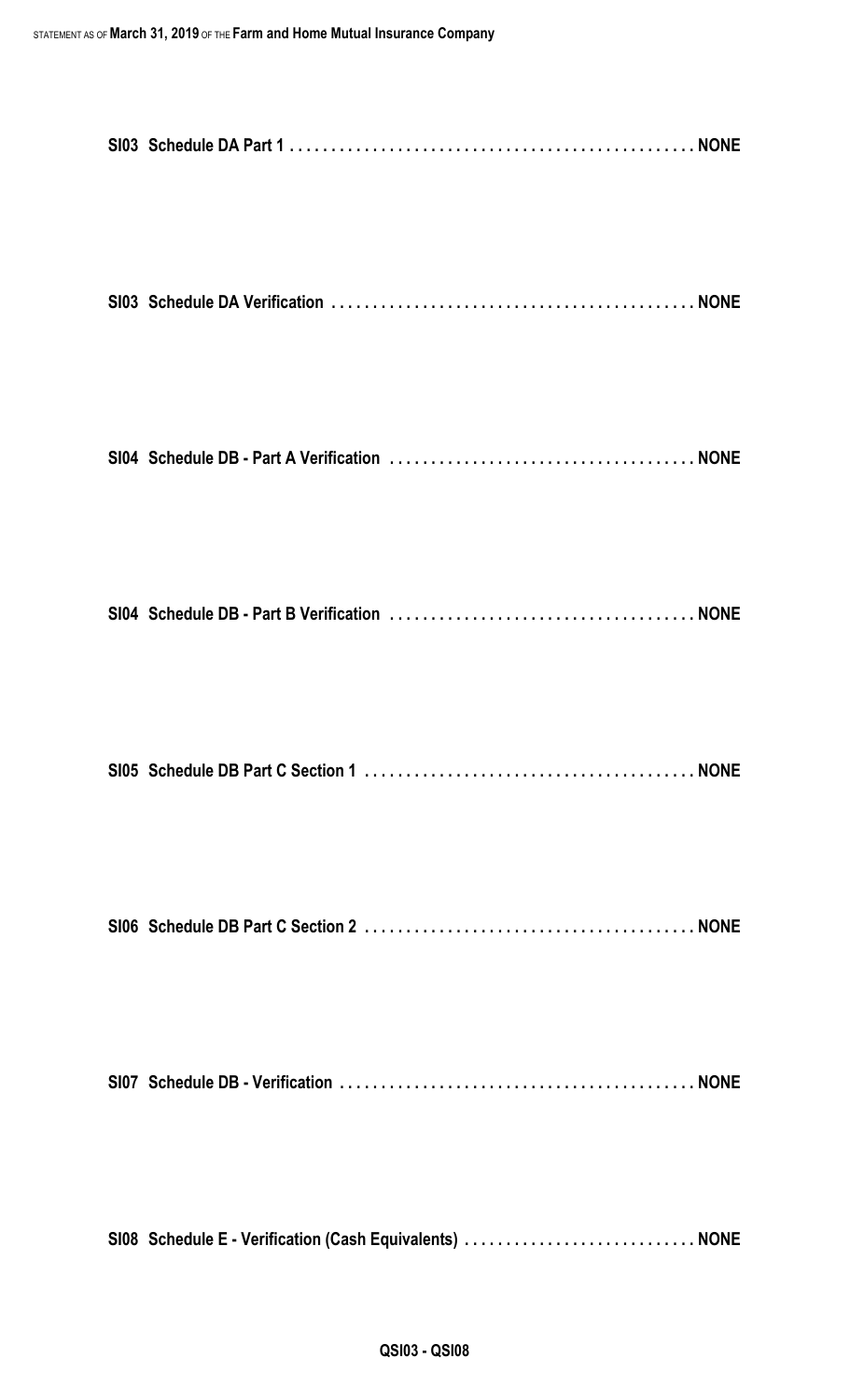**SI03 Schedule DA Part 1 . . . . . . . . . . . . . . . . . . . . . . . . . . . . . . . . . . . . . . . . . . . . . . . . NONE**

**SI03 Schedule DA Verification . . . . . . . . . . . . . . . . . . . . . . . . . . . . . . . . . . . . . . . . . . . NONE**

**SI04 Schedule DB - Part A Verification . . . . . . . . . . . . . . . . . . . . . . . . . . . . . . . . . . . . NONE**

**SI04 Schedule DB - Part B Verification . . . . . . . . . . . . . . . . . . . . . . . . . . . . . . . . . . . . NONE**

**SI05 Schedule DB Part C Section 1 . . . . . . . . . . . . . . . . . . . . . . . . . . . . . . . . . . . . . . . NONE**

**SI06 Schedule DB Part C Section 2 . . . . . . . . . . . . . . . . . . . . . . . . . . . . . . . . . . . . . . . NONE**

**SI07 Schedule DB - Verification . . . . . . . . . . . . . . . . . . . . . . . . . . . . . . . . . . . . . . . . . . NONE**

**SI08 Schedule E - Verification (Cash Equivalents) . . . . . . . . . . . . . . . . . . . . . . . . . . . NONE**

**QSI03 - QSI08**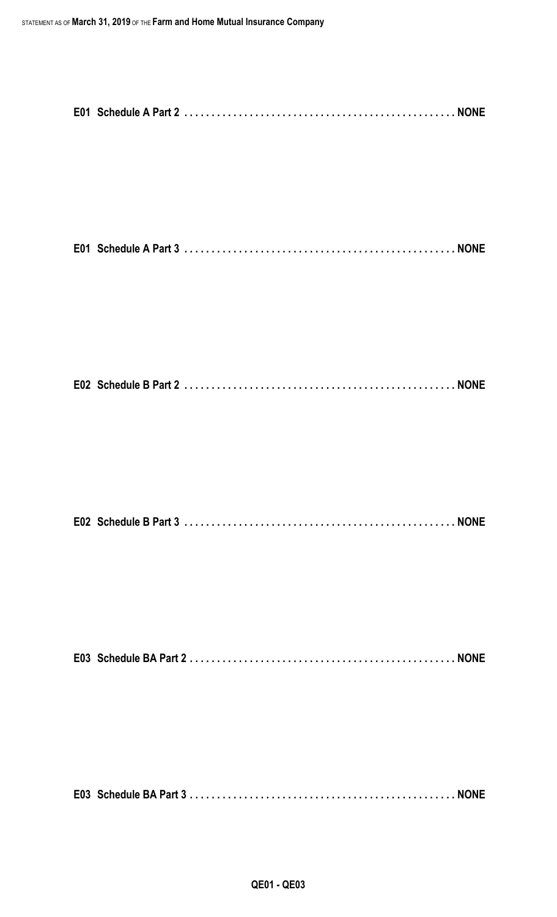**E01 Schedule A Part 2 . . . . . . . . . . . . . . . . . . . . . . . . . . . . . . . . . . . . . . . . . . . . . . . . NONE**

**E01 Schedule A Part 3 . . . . . . . . . . . . . . . . . . . . . . . . . . . . . . . . . . . . . . . . . . . . . . . . NONE**

**E02 Schedule B Part 2 . . . . . . . . . . . . . . . . . . . . . . . . . . . . . . . . . . . . . . . . . . . . . . . . NONE**

**E02 Schedule B Part 3 . . . . . . . . . . . . . . . . . . . . . . . . . . . . . . . . . . . . . . . . . . . . . . . . NONE**

**E03 Schedule BA Part 2 . . . . . . . . . . . . . . . . . . . . . . . . . . . . . . . . . . . . . . . . . . . . . . . NONE**

**E03 Schedule BA Part 3 . . . . . . . . . . . . . . . . . . . . . . . . . . . . . . . . . . . . . . . . . . . . . . . NONE**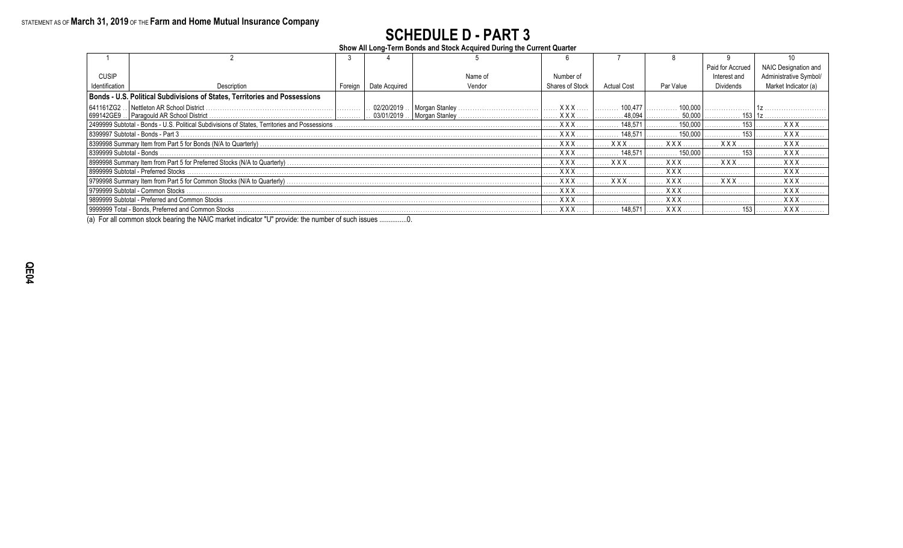STATEMENT AS OF **March 31, 2019** OF THE **Farm and Home Mutual Insurance Company**

# SCHEDULE D - PART 3

**Show All Long-Term Bonds and Stock Acquired During the Current Quarter**

| 1 | 2 | 3 | 4 | 5 | 6 | 7 | 8 | 9 | 10 |
|---|---|---|---|---|---|---|---|---|---|
| CUSIP Identification | Description | Foreign | Date Acquired | Name of Vendor | Number of Shares of Stock | Actual Cost | Par Value | Paid for Accrued Interest and Dividends | NAIC Designation and Administrative Symbol/ Market Indicator (a) |
| **Bonds - U.S. Political Subdivisions of States, Territories and Possessions** | | | | | | | | | |
| 641161ZG2 | Nettleton AR School District | | 02/20/2019 | Morgan Stanley | XXX | 100,477 | 100,000 | | 1z |
| 699142GE9 | Paragould AR School District | | 03/01/2019 | Morgan Stanley | XXX | 48,094 | 50,000 | 153 | 1z |
| 2499999 Subtotal - Bonds - U.S. Political Subdivisions of States, Territories and Possessions | | | | | XXX | 148,571 | 150,000 | 153 | XXX |
| 8399997 Subtotal - Bonds - Part 3 | | | | | XXX | 148,571 | 150,000 | 153 | XXX |
| 8399998 Summary Item from Part 5 for Bonds (N/A to Quarterly) | | | | | XXX | XXX | XXX | XXX | XXX |
| 8399999 Subtotal - Bonds | | | | | XXX | 148,571 | 150,000 | 153 | XXX |
| 8999998 Summary Item from Part 5 for Preferred Stocks (N/A to Quarterly) | | | | | XXX | XXX | XXX | XXX | XXX |
| 8999999 Subtotal - Preferred Stocks | | | | | XXX | | XXX | | XXX |
| 9799998 Summary Item from Part 5 for Common Stocks (N/A to Quarterly) | | | | | XXX | XXX | XXX | XXX | XXX |
| 9799999 Subtotal - Common Stocks | | | | | XXX | | XXX | | XXX |
| 9899999 Subtotal - Preferred and Common Stocks | | | | | XXX | | XXX | | XXX |
| 9999999 Total - Bonds, Preferred and Common Stocks | | | | | XXX | 148,571 | XXX | 153 | XXX |

(a) For all common stock bearing the NAIC market indicator "U" provide: the number of such issues ...............0.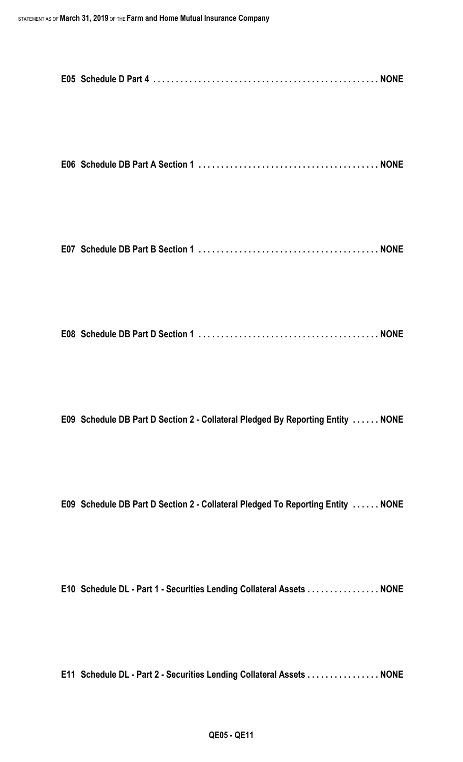**E05 Schedule D Part 4 . . . . . . . . . . . . . . . . . . . . . . . . . . . . . . . . . . . . . . . . . . . . . . . . . NONE**

**E06 Schedule DB Part A Section 1 . . . . . . . . . . . . . . . . . . . . . . . . . . . . . . . . . . . . . . . . NONE**

**E07 Schedule DB Part B Section 1 . . . . . . . . . . . . . . . . . . . . . . . . . . . . . . . . . . . . . . . . NONE**

**E08 Schedule DB Part D Section 1 . . . . . . . . . . . . . . . . . . . . . . . . . . . . . . . . . . . . . . . . NONE**

**E09 Schedule DB Part D Section 2 - Collateral Pledged By Reporting Entity . . . . . . NONE**

**E09 Schedule DB Part D Section 2 - Collateral Pledged To Reporting Entity . . . . . . NONE**

**E10 Schedule DL - Part 1 - Securities Lending Collateral Assets . . . . . . . . . . . . . . . . NONE**

**E11 Schedule DL - Part 2 - Securities Lending Collateral Assets . . . . . . . . . . . . . . . . NONE**

**QE05 - QE11**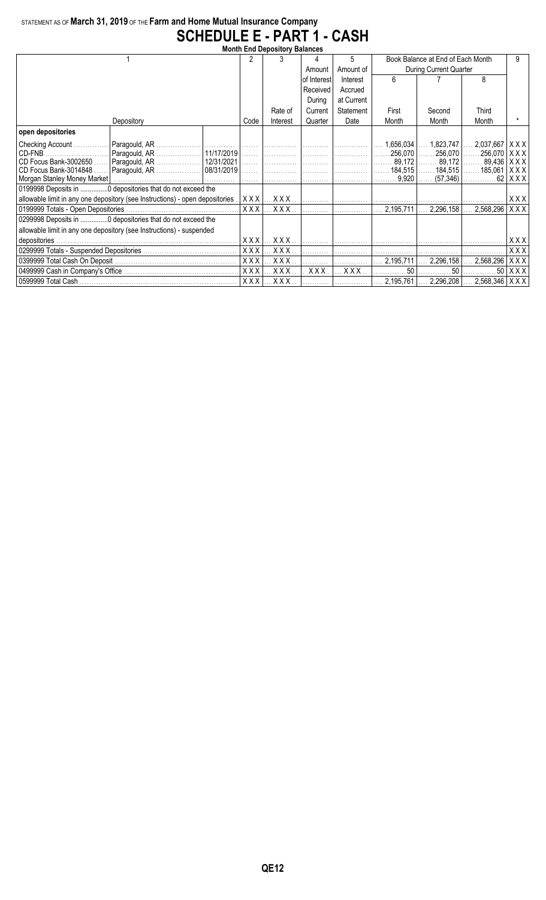STATEMENT AS OF **March 31, 2019** OF THE **Farm and Home Mutual Insurance Company**

# SCHEDULE E - PART 1 - CASH

**Month End Depository Balances**

| 1 | | | 2 | 3 | 4 | 5 | Book Balance at End of Each Month During Current Quarter | | | 9 |
|---|---|---|---|---|---|---|---|---|---|---|
| | | | | | Amount of Interest Received During Current Quarter | Amount of Interest Accrued at Current Statement Date | 6 | 7 | 8 | |
| Depository | | | Code | Rate of Interest | | | First Month | Second Month | Third Month | * |
| **open depositories** | | | | | | | | | | |
| Checking Account | Paragould, AR | | | | | | 1,656,034 | 1,823,747 | 2,037,667 | XXX |
| CD-FNB | Paragould, AR | 11/17/2019 | | | | | 256,070 | 256,070 | 256,070 | XXX |
| CD Focus Bank-3002650 | Paragould, AR | 12/31/2021 | | | | | 89,172 | 89,172 | 89,436 | XXX |
| CD Focus Bank-3014848 | Paragould, AR | 08/31/2019 | | | | | 184,515 | 184,515 | 185,061 | XXX |
| Morgan Stanley Money Market | | | | | | | 9,920 | (57,346) | 62 | XXX |
| 0199998 Deposits in ..............0 depositories that do not exceed the allowable limit in any one depository (see Instructions) - open depositories | | | XXX | XXX | | | | | | XXX |
| 0199999 Totals - Open Depositories | | | XXX | XXX | | | 2,195,711 | 2,296,158 | 2,568,296 | XXX |
| 0299998 Deposits in ..............0 depositories that do not exceed the allowable limit in any one depository (see Instructions) - suspended depositories | | | XXX | XXX | | | | | | XXX |
| 0299999 Totals - Suspended Depositories | | | XXX | XXX | | | | | | XXX |
| 0399999 Total Cash On Deposit | | | XXX | XXX | | | 2,195,711 | 2,296,158 | 2,568,296 | XXX |
| 0499999 Cash in Company's Office | | | XXX | XXX | XXX | XXX | 50 | 50 | 50 | XXX |
| 0599999 Total Cash | | | XXX | XXX | | | 2,195,761 | 2,296,208 | 2,568,346 | XXX |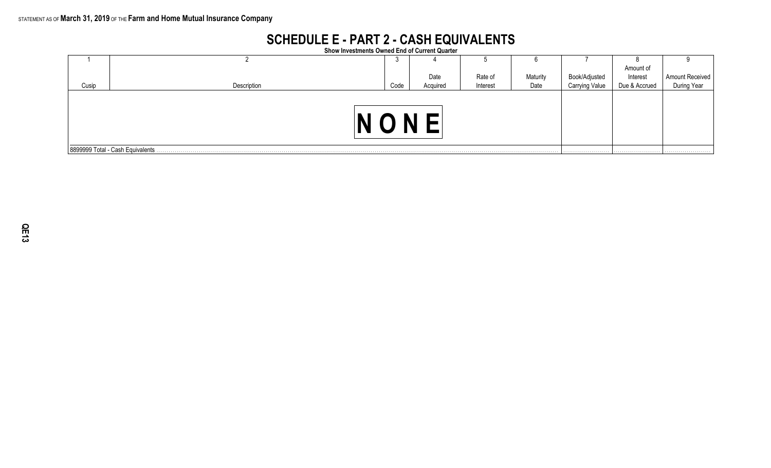STATEMENT AS OF **March 31, 2019** OF THE **Farm and Home Mutual Insurance Company**

# SCHEDULE E - PART 2 - CASH EQUIVALENTS

**Show Investments Owned End of Current Quarter**

| 1 | 2 | 3 | 4 | 5 | 6 | 7 | 8 | 9 |
|---|---|---|---|---|---|---|---|---|
| Cusip | Description | Code | Date Acquired | Rate of Interest | Maturity Date | Book/Adjusted Carrying Value | Amount of Interest Due & Accrued | Amount Received During Year |
| | NONE | | | | | | | |
| 8899999 Total - Cash Equivalents | | | | | | | | |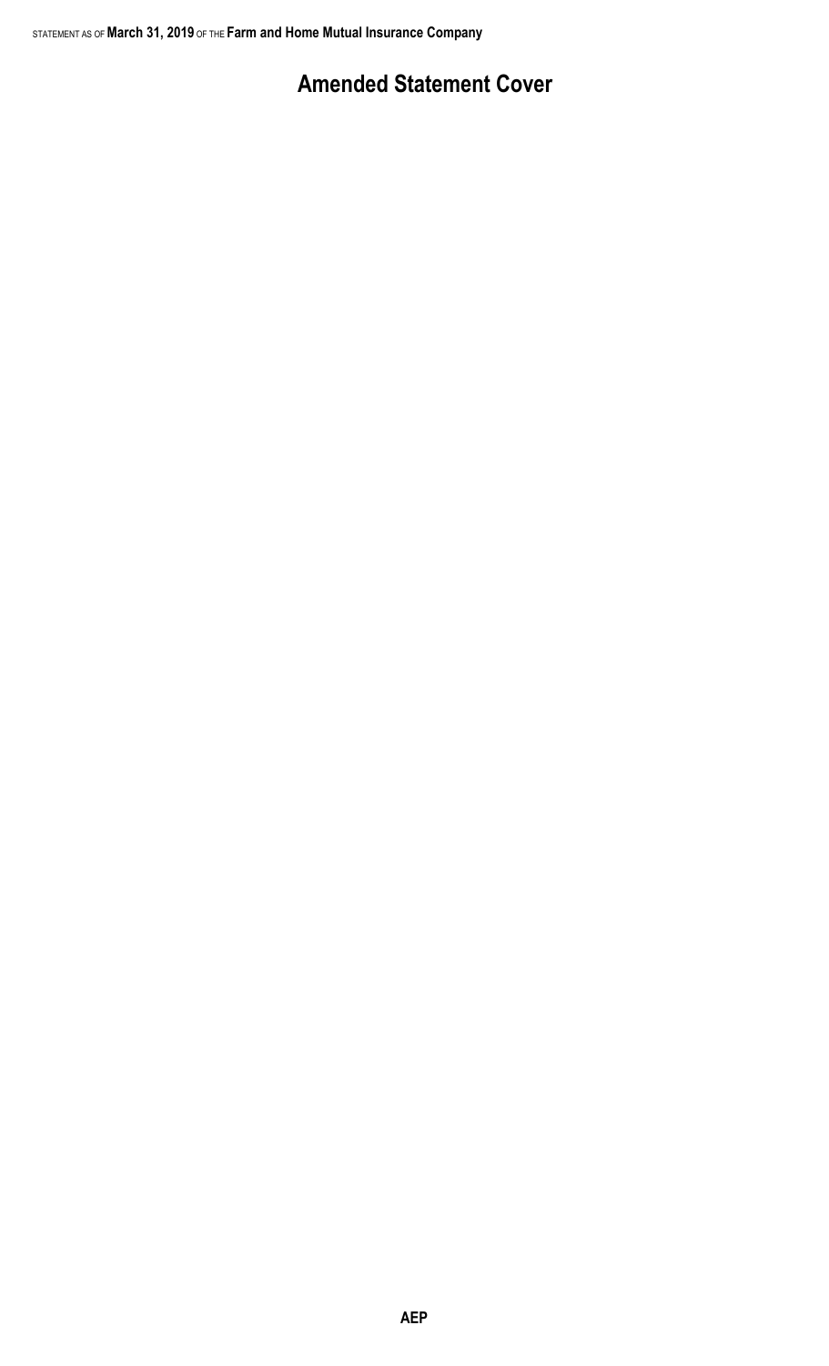# Amended Statement Cover

AEP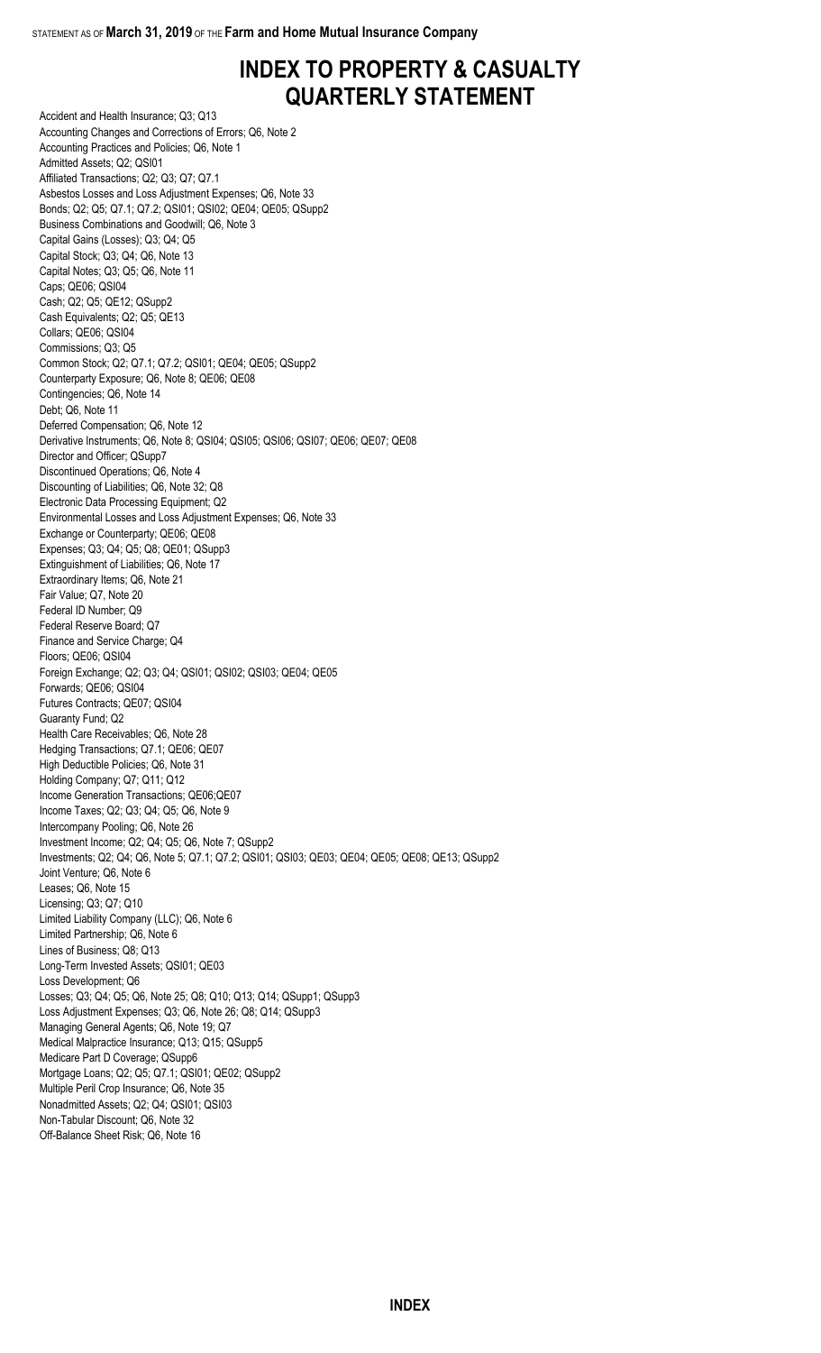# INDEX TO PROPERTY & CASUALTY QUARTERLY STATEMENT

Accident and Health Insurance; Q3; Q13
Accounting Changes and Corrections of Errors; Q6, Note 2
Accounting Practices and Policies; Q6, Note 1
Admitted Assets; Q2; QSI01
Affiliated Transactions; Q2; Q3; Q7; Q7.1
Asbestos Losses and Loss Adjustment Expenses; Q6, Note 33
Bonds; Q2; Q5; Q7.1; Q7.2; QSI01; QSI02; QE04; QE05; QSupp2
Business Combinations and Goodwill; Q6, Note 3
Capital Gains (Losses); Q3; Q4; Q5
Capital Stock; Q3; Q4; Q6, Note 13
Capital Notes; Q3; Q5; Q6, Note 11
Caps; QE06; QSI04
Cash; Q2; Q5; QE12; QSupp2
Cash Equivalents; Q2; Q5; QE13
Collars; QE06; QSI04
Commissions; Q3; Q5
Common Stock; Q2; Q7.1; Q7.2; QSI01; QE04; QE05; QSupp2
Counterparty Exposure; Q6, Note 8; QE06; QE08
Contingencies; Q6, Note 14
Debt; Q6, Note 11
Deferred Compensation; Q6, Note 12
Derivative Instruments; Q6, Note 8; QSI04; QSI05; QSI06; QSI07; QE06; QE07; QE08
Director and Officer; QSupp7
Discontinued Operations; Q6, Note 4
Discounting of Liabilities; Q6, Note 32; Q8
Electronic Data Processing Equipment; Q2
Environmental Losses and Loss Adjustment Expenses; Q6, Note 33
Exchange or Counterparty; QE06; QE08
Expenses; Q3; Q4; Q5; Q8; QE01; QSupp3
Extinguishment of Liabilities; Q6, Note 17
Extraordinary Items; Q6, Note 21
Fair Value; Q7, Note 20
Federal ID Number; Q9
Federal Reserve Board; Q7
Finance and Service Charge; Q4
Floors; QE06; QSI04
Foreign Exchange; Q2; Q3; Q4; QSI01; QSI02; QSI03; QE04; QE05
Forwards; QE06; QSI04
Futures Contracts; QE07; QSI04
Guaranty Fund; Q2
Health Care Receivables; Q6, Note 28
Hedging Transactions; Q7.1; QE06; QE07
High Deductible Policies; Q6, Note 31
Holding Company; Q7; Q11; Q12
Income Generation Transactions; QE06;QE07
Income Taxes; Q2; Q3; Q4; Q5; Q6, Note 9
Intercompany Pooling; Q6, Note 26
Investment Income; Q2; Q4; Q5; Q6, Note 7; QSupp2
Investments; Q2; Q4; Q6, Note 5; Q7.1; Q7.2; QSI01; QSI03; QE03; QE04; QE05; QE08; QE13; QSupp2
Joint Venture; Q6, Note 6
Leases; Q6, Note 15
Licensing; Q3; Q7; Q10
Limited Liability Company (LLC); Q6, Note 6
Limited Partnership; Q6, Note 6
Lines of Business; Q8; Q13
Long-Term Invested Assets; QSI01; QE03
Loss Development; Q6
Losses; Q3; Q4; Q5; Q6, Note 25; Q8; Q10; Q13; Q14; QSupp1; QSupp3
Loss Adjustment Expenses; Q3; Q6, Note 26; Q8; Q14; QSupp3
Managing General Agents; Q6, Note 19; Q7
Medical Malpractice Insurance; Q13; Q15; QSupp5
Medicare Part D Coverage; QSupp6
Mortgage Loans; Q2; Q5; Q7.1; QSI01; QE02; QSupp2
Multiple Peril Crop Insurance; Q6, Note 35
Nonadmitted Assets; Q2; Q4; QSI01; QSI03
Non-Tabular Discount; Q6, Note 32
Off-Balance Sheet Risk; Q6, Note 16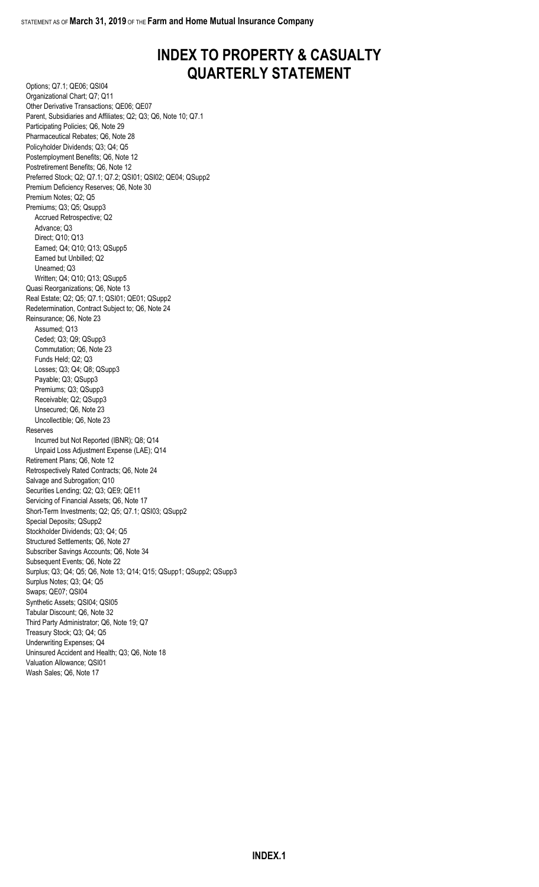# INDEX TO PROPERTY & CASUALTY QUARTERLY STATEMENT

Options; Q7.1; QE06; QSI04
Organizational Chart; Q7; Q11
Other Derivative Transactions; QE06; QE07
Parent, Subsidiaries and Affiliates; Q2; Q3; Q6, Note 10; Q7.1
Participating Policies; Q6, Note 29
Pharmaceutical Rebates; Q6, Note 28
Policyholder Dividends; Q3; Q4; Q5
Postemployment Benefits; Q6, Note 12
Postretirement Benefits; Q6, Note 12
Preferred Stock; Q2; Q7.1; Q7.2; QSI01; QSI02; QE04; QSupp2
Premium Deficiency Reserves; Q6, Note 30
Premium Notes; Q2; Q5
Premiums; Q3; Q5; Qsupp3
- Accrued Retrospective; Q2
- Advance; Q3
- Direct; Q10; Q13
- Earned; Q4; Q10; Q13; QSupp5
- Earned but Unbilled; Q2
- Unearned; Q3
- Written; Q4; Q10; Q13; QSupp5

Quasi Reorganizations; Q6, Note 13
Real Estate; Q2; Q5; Q7.1; QSI01; QE01; QSupp2
Redetermination, Contract Subject to; Q6, Note 24
Reinsurance; Q6, Note 23
- Assumed; Q13
- Ceded; Q3; Q9; QSupp3
- Commutation; Q6, Note 23
- Funds Held; Q2; Q3
- Losses; Q3; Q4; Q8; QSupp3
- Payable; Q3; QSupp3
- Premiums; Q3; QSupp3
- Receivable; Q2; QSupp3
- Unsecured; Q6, Note 23
- Uncollectible; Q6, Note 23

Reserves
- Incurred but Not Reported (IBNR); Q8; Q14
- Unpaid Loss Adjustment Expense (LAE); Q14

Retirement Plans; Q6, Note 12
Retrospectively Rated Contracts; Q6, Note 24
Salvage and Subrogation; Q10
Securities Lending; Q2; Q3; QE9; QE11
Servicing of Financial Assets; Q6, Note 17
Short-Term Investments; Q2; Q5; Q7.1; QSI03; QSupp2
Special Deposits; QSupp2
Stockholder Dividends; Q3; Q4; Q5
Structured Settlements; Q6, Note 27
Subscriber Savings Accounts; Q6, Note 34
Subsequent Events; Q6, Note 22
Surplus; Q3; Q4; Q5; Q6, Note 13; Q14; Q15; QSupp1; QSupp2; QSupp3
Surplus Notes; Q3; Q4; Q5
Swaps; QE07; QSI04
Synthetic Assets; QSI04; QSI05
Tabular Discount; Q6, Note 32
Third Party Administrator; Q6, Note 19; Q7
Treasury Stock; Q3; Q4; Q5
Underwriting Expenses; Q4
Uninsured Accident and Health; Q3; Q6, Note 18
Valuation Allowance; QSI01
Wash Sales; Q6, Note 17